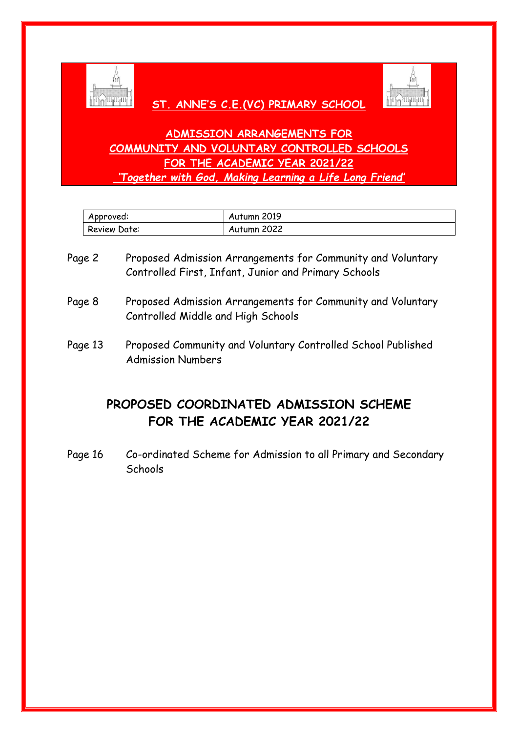# ST. ANNE'S C.E.(VC) PRIMARY SCHOOL

## ADMISSION ARRANGEMENTS FOR COMMUNITY AND VOLUNTARY CONTROLLED SCHOOLS FOR THE ACADEMIC YEAR 2021/22

***'Together with God, Making Learning a Life Long Friend'***

| Approved: | Autumn 2019 |
|---|---|
| Review Date: | Autumn 2022 |

Page 2 Proposed Admission Arrangements for Community and Voluntary Controlled First, Infant, Junior and Primary Schools

Page 8 Proposed Admission Arrangements for Community and Voluntary Controlled Middle and High Schools

Page 13 Proposed Community and Voluntary Controlled School Published Admission Numbers

## PROPOSED COORDINATED ADMISSION SCHEME FOR THE ACADEMIC YEAR 2021/22

Page 16 Co-ordinated Scheme for Admission to all Primary and Secondary Schools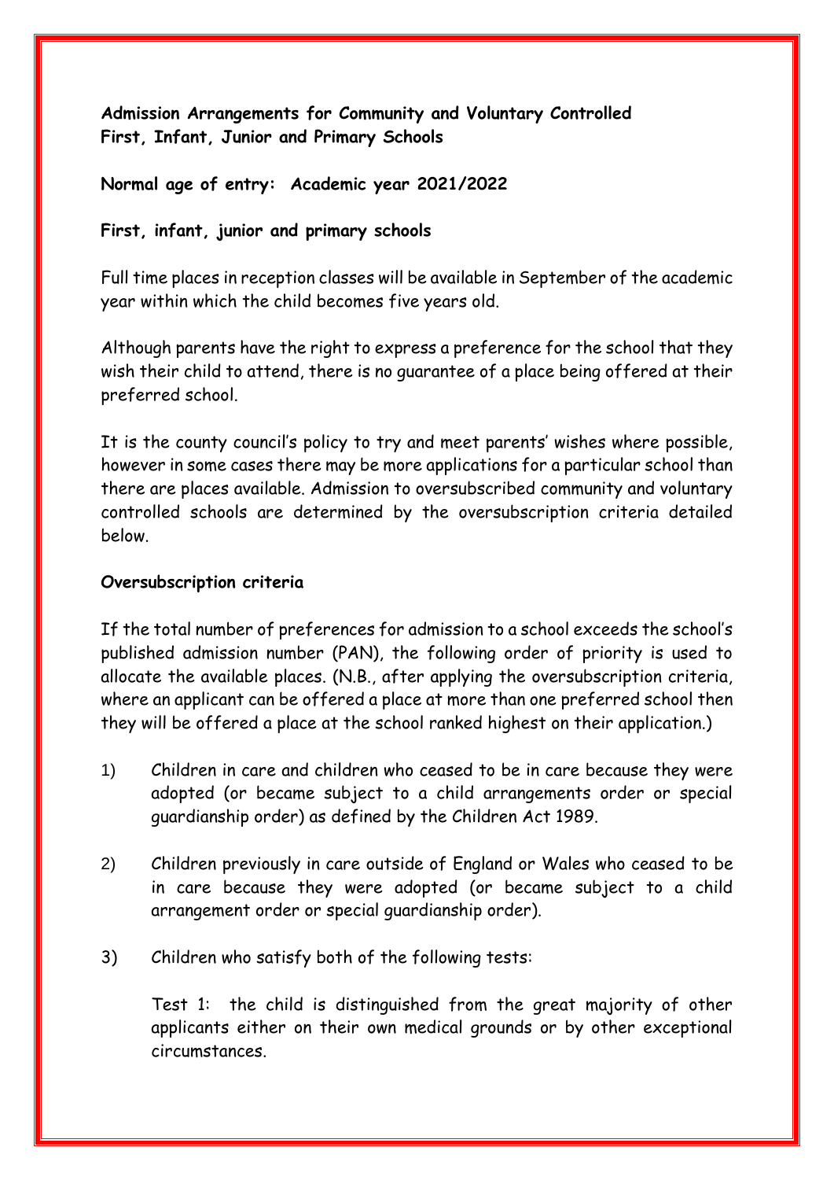**Admission Arrangements for Community and Voluntary Controlled First, Infant, Junior and Primary Schools**

**Normal age of entry: Academic year 2021/2022**

**First, infant, junior and primary schools**

Full time places in reception classes will be available in September of the academic year within which the child becomes five years old.

Although parents have the right to express a preference for the school that they wish their child to attend, there is no guarantee of a place being offered at their preferred school.

It is the county council's policy to try and meet parents' wishes where possible, however in some cases there may be more applications for a particular school than there are places available. Admission to oversubscribed community and voluntary controlled schools are determined by the oversubscription criteria detailed below.

**Oversubscription criteria**

If the total number of preferences for admission to a school exceeds the school's published admission number (PAN), the following order of priority is used to allocate the available places. (N.B., after applying the oversubscription criteria, where an applicant can be offered a place at more than one preferred school then they will be offered a place at the school ranked highest on their application.)

1) Children in care and children who ceased to be in care because they were adopted (or became subject to a child arrangements order or special guardianship order) as defined by the Children Act 1989.

2) Children previously in care outside of England or Wales who ceased to be in care because they were adopted (or became subject to a child arrangement order or special guardianship order).

3) Children who satisfy both of the following tests:

   Test 1: the child is distinguished from the great majority of other applicants either on their own medical grounds or by other exceptional circumstances.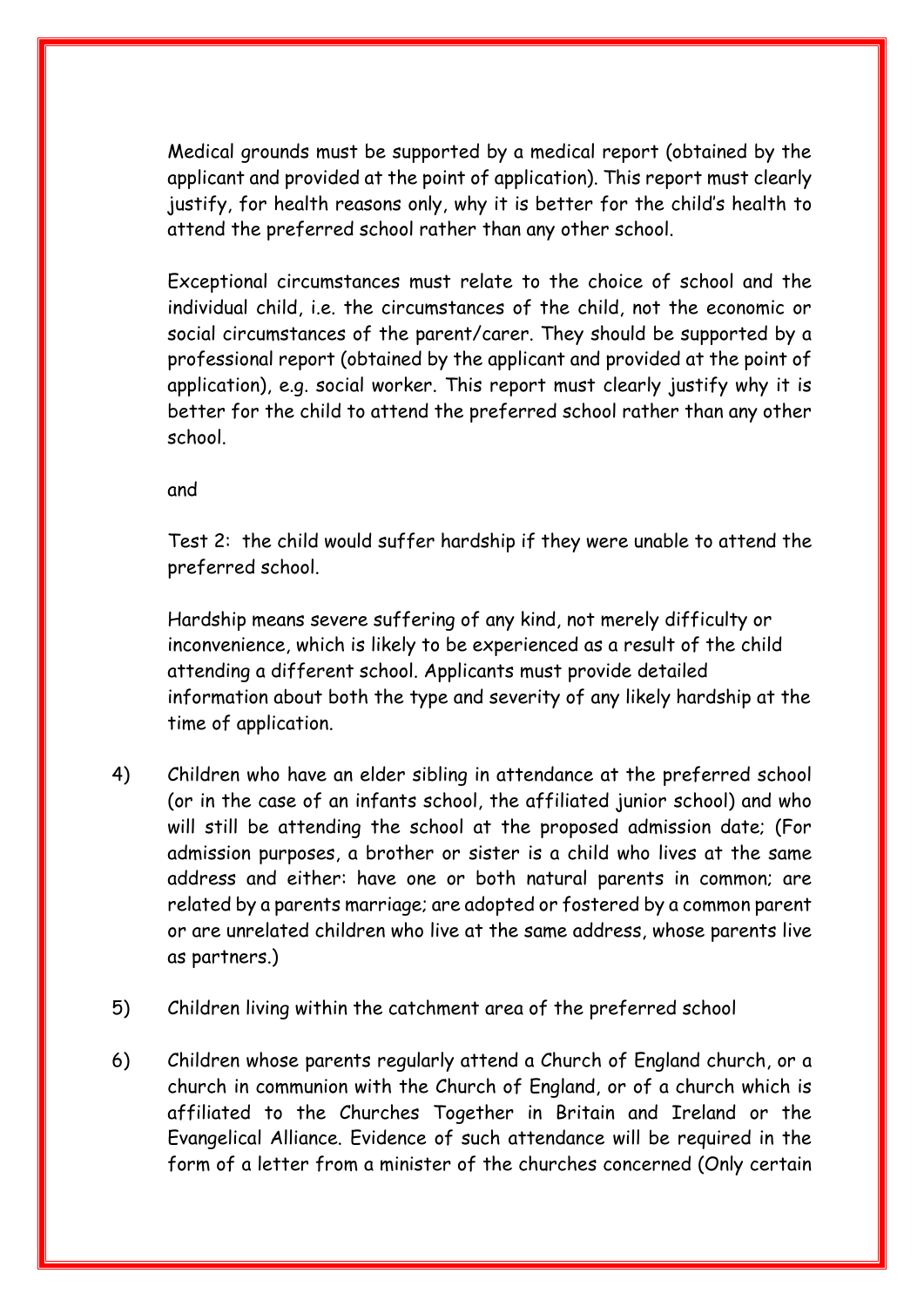Medical grounds must be supported by a medical report (obtained by the applicant and provided at the point of application). This report must clearly justify, for health reasons only, why it is better for the child's health to attend the preferred school rather than any other school.

Exceptional circumstances must relate to the choice of school and the individual child, i.e. the circumstances of the child, not the economic or social circumstances of the parent/carer. They should be supported by a professional report (obtained by the applicant and provided at the point of application), e.g. social worker. This report must clearly justify why it is better for the child to attend the preferred school rather than any other school.

and

Test 2: the child would suffer hardship if they were unable to attend the preferred school.

Hardship means severe suffering of any kind, not merely difficulty or inconvenience, which is likely to be experienced as a result of the child attending a different school. Applicants must provide detailed information about both the type and severity of any likely hardship at the time of application.

4) Children who have an elder sibling in attendance at the preferred school (or in the case of an infants school, the affiliated junior school) and who will still be attending the school at the proposed admission date; (For admission purposes, a brother or sister is a child who lives at the same address and either: have one or both natural parents in common; are related by a parents marriage; are adopted or fostered by a common parent or are unrelated children who live at the same address, whose parents live as partners.)

5) Children living within the catchment area of the preferred school

6) Children whose parents regularly attend a Church of England church, or a church in communion with the Church of England, or of a church which is affiliated to the Churches Together in Britain and Ireland or the Evangelical Alliance. Evidence of such attendance will be required in the form of a letter from a minister of the churches concerned (Only certain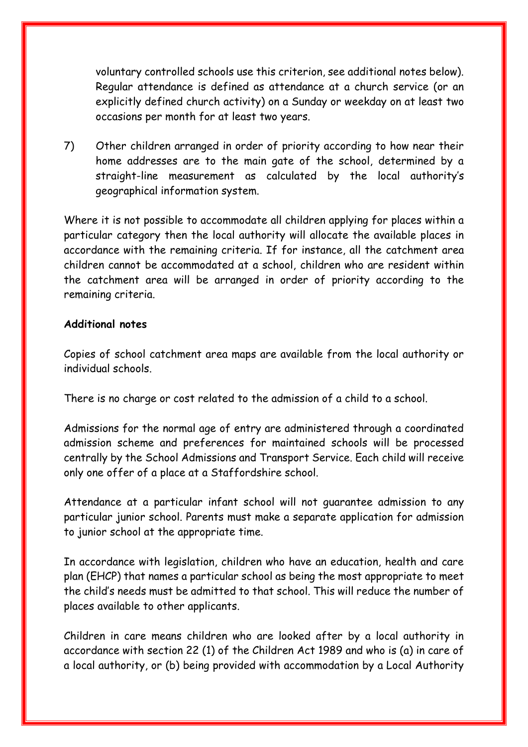voluntary controlled schools use this criterion, see additional notes below). Regular attendance is defined as attendance at a church service (or an explicitly defined church activity) on a Sunday or weekday on at least two occasions per month for at least two years.

7) Other children arranged in order of priority according to how near their home addresses are to the main gate of the school, determined by a straight-line measurement as calculated by the local authority's geographical information system.

Where it is not possible to accommodate all children applying for places within a particular category then the local authority will allocate the available places in accordance with the remaining criteria. If for instance, all the catchment area children cannot be accommodated at a school, children who are resident within the catchment area will be arranged in order of priority according to the remaining criteria.

**Additional notes**

Copies of school catchment area maps are available from the local authority or individual schools.

There is no charge or cost related to the admission of a child to a school.

Admissions for the normal age of entry are administered through a coordinated admission scheme and preferences for maintained schools will be processed centrally by the School Admissions and Transport Service. Each child will receive only one offer of a place at a Staffordshire school.

Attendance at a particular infant school will not guarantee admission to any particular junior school. Parents must make a separate application for admission to junior school at the appropriate time.

In accordance with legislation, children who have an education, health and care plan (EHCP) that names a particular school as being the most appropriate to meet the child's needs must be admitted to that school. This will reduce the number of places available to other applicants.

Children in care means children who are looked after by a local authority in accordance with section 22 (1) of the Children Act 1989 and who is (a) in care of a local authority, or (b) being provided with accommodation by a Local Authority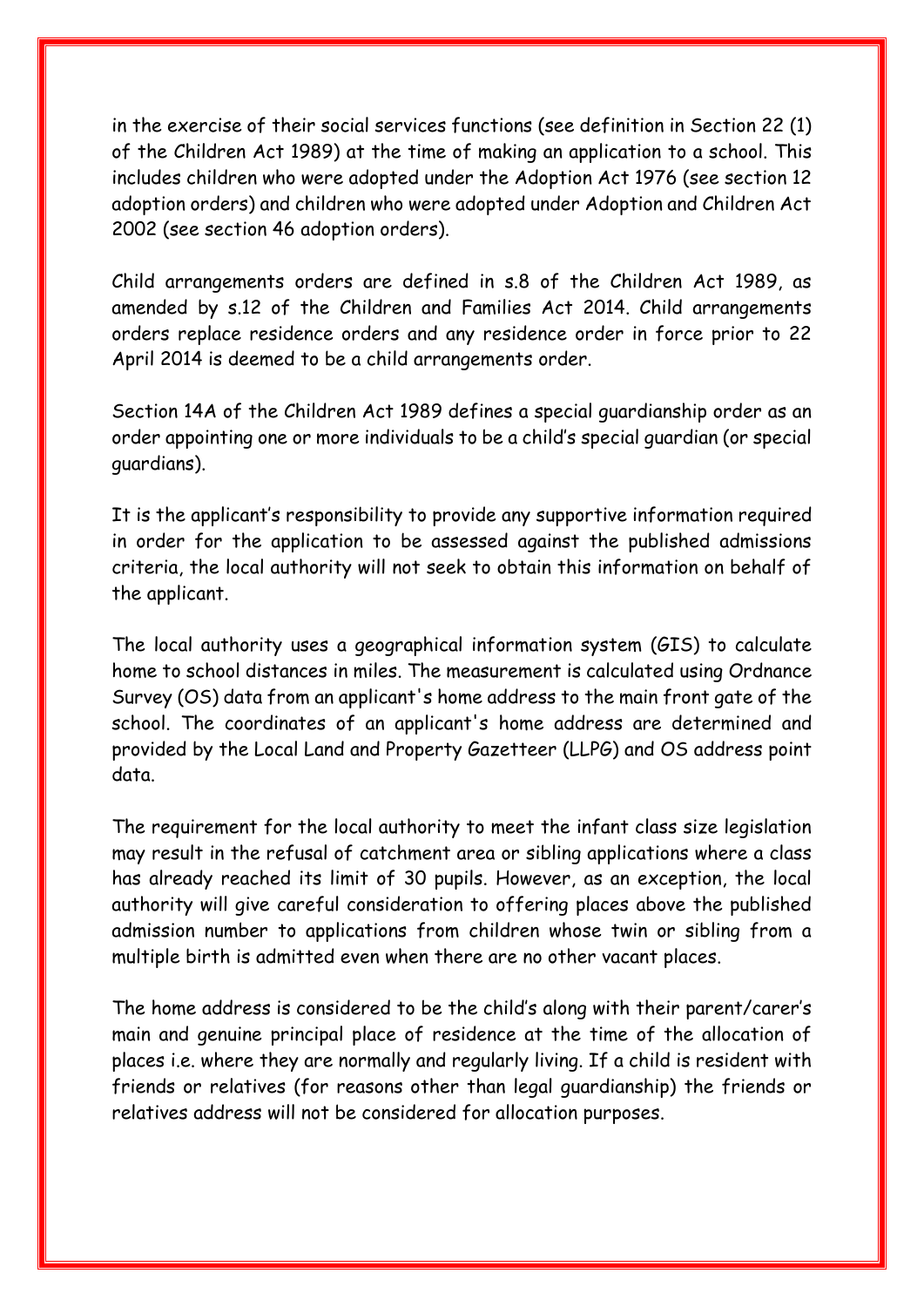in the exercise of their social services functions (see definition in Section 22 (1) of the Children Act 1989) at the time of making an application to a school. This includes children who were adopted under the Adoption Act 1976 (see section 12 adoption orders) and children who were adopted under Adoption and Children Act 2002 (see section 46 adoption orders).

Child arrangements orders are defined in s.8 of the Children Act 1989, as amended by s.12 of the Children and Families Act 2014. Child arrangements orders replace residence orders and any residence order in force prior to 22 April 2014 is deemed to be a child arrangements order.

Section 14A of the Children Act 1989 defines a special guardianship order as an order appointing one or more individuals to be a child's special guardian (or special guardians).

It is the applicant's responsibility to provide any supportive information required in order for the application to be assessed against the published admissions criteria, the local authority will not seek to obtain this information on behalf of the applicant.

The local authority uses a geographical information system (GIS) to calculate home to school distances in miles. The measurement is calculated using Ordnance Survey (OS) data from an applicant's home address to the main front gate of the school. The coordinates of an applicant's home address are determined and provided by the Local Land and Property Gazetteer (LLPG) and OS address point data.

The requirement for the local authority to meet the infant class size legislation may result in the refusal of catchment area or sibling applications where a class has already reached its limit of 30 pupils. However, as an exception, the local authority will give careful consideration to offering places above the published admission number to applications from children whose twin or sibling from a multiple birth is admitted even when there are no other vacant places.

The home address is considered to be the child's along with their parent/carer's main and genuine principal place of residence at the time of the allocation of places i.e. where they are normally and regularly living. If a child is resident with friends or relatives (for reasons other than legal guardianship) the friends or relatives address will not be considered for allocation purposes.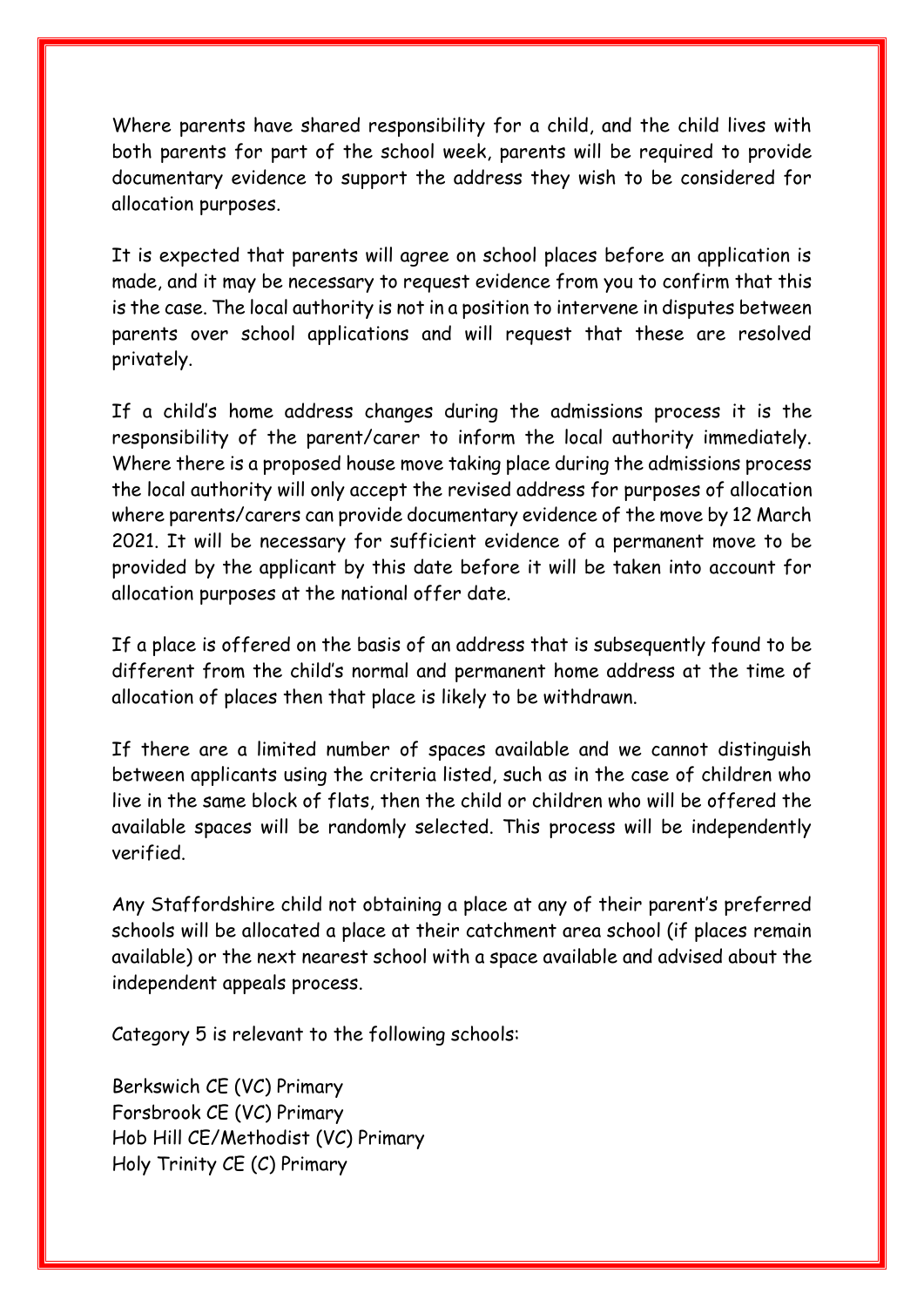Where parents have shared responsibility for a child, and the child lives with both parents for part of the school week, parents will be required to provide documentary evidence to support the address they wish to be considered for allocation purposes.

It is expected that parents will agree on school places before an application is made, and it may be necessary to request evidence from you to confirm that this is the case. The local authority is not in a position to intervene in disputes between parents over school applications and will request that these are resolved privately.

If a child's home address changes during the admissions process it is the responsibility of the parent/carer to inform the local authority immediately. Where there is a proposed house move taking place during the admissions process the local authority will only accept the revised address for purposes of allocation where parents/carers can provide documentary evidence of the move by 12 March 2021. It will be necessary for sufficient evidence of a permanent move to be provided by the applicant by this date before it will be taken into account for allocation purposes at the national offer date.

If a place is offered on the basis of an address that is subsequently found to be different from the child's normal and permanent home address at the time of allocation of places then that place is likely to be withdrawn.

If there are a limited number of spaces available and we cannot distinguish between applicants using the criteria listed, such as in the case of children who live in the same block of flats, then the child or children who will be offered the available spaces will be randomly selected. This process will be independently verified.

Any Staffordshire child not obtaining a place at any of their parent's preferred schools will be allocated a place at their catchment area school (if places remain available) or the next nearest school with a space available and advised about the independent appeals process.

Category 5 is relevant to the following schools:

Berkswich CE (VC) Primary
Forsbrook CE (VC) Primary
Hob Hill CE/Methodist (VC) Primary
Holy Trinity CE (C) Primary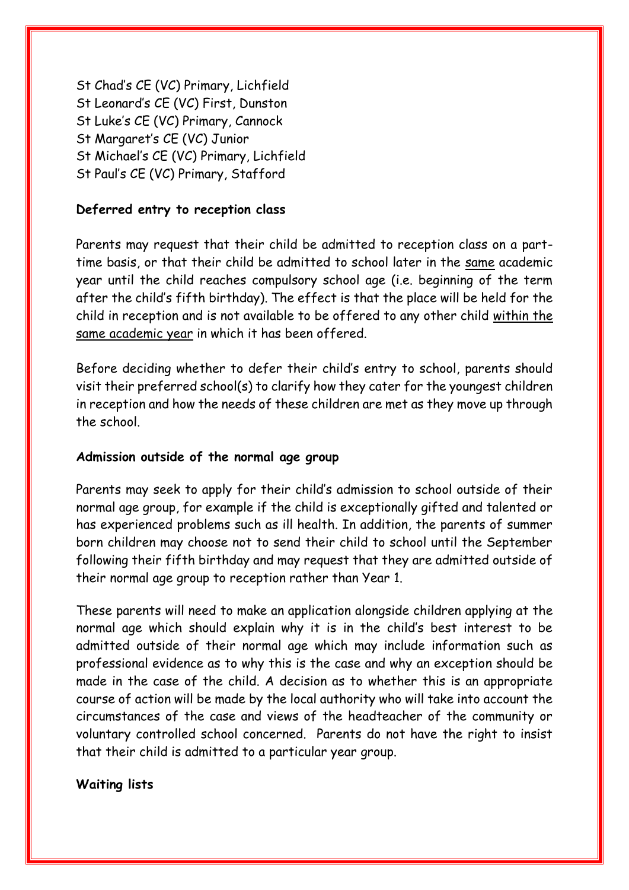St Chad's CE (VC) Primary, Lichfield
St Leonard's CE (VC) First, Dunston
St Luke's CE (VC) Primary, Cannock
St Margaret's CE (VC) Junior
St Michael's CE (VC) Primary, Lichfield
St Paul's CE (VC) Primary, Stafford

**Deferred entry to reception class**

Parents may request that their child be admitted to reception class on a part-time basis, or that their child be admitted to school later in the same academic year until the child reaches compulsory school age (i.e. beginning of the term after the child's fifth birthday). The effect is that the place will be held for the child in reception and is not available to be offered to any other child within the same academic year in which it has been offered.

Before deciding whether to defer their child's entry to school, parents should visit their preferred school(s) to clarify how they cater for the youngest children in reception and how the needs of these children are met as they move up through the school.

**Admission outside of the normal age group**

Parents may seek to apply for their child's admission to school outside of their normal age group, for example if the child is exceptionally gifted and talented or has experienced problems such as ill health. In addition, the parents of summer born children may choose not to send their child to school until the September following their fifth birthday and may request that they are admitted outside of their normal age group to reception rather than Year 1.

These parents will need to make an application alongside children applying at the normal age which should explain why it is in the child's best interest to be admitted outside of their normal age which may include information such as professional evidence as to why this is the case and why an exception should be made in the case of the child. A decision as to whether this is an appropriate course of action will be made by the local authority who will take into account the circumstances of the case and views of the headteacher of the community or voluntary controlled school concerned. Parents do not have the right to insist that their child is admitted to a particular year group.

**Waiting lists**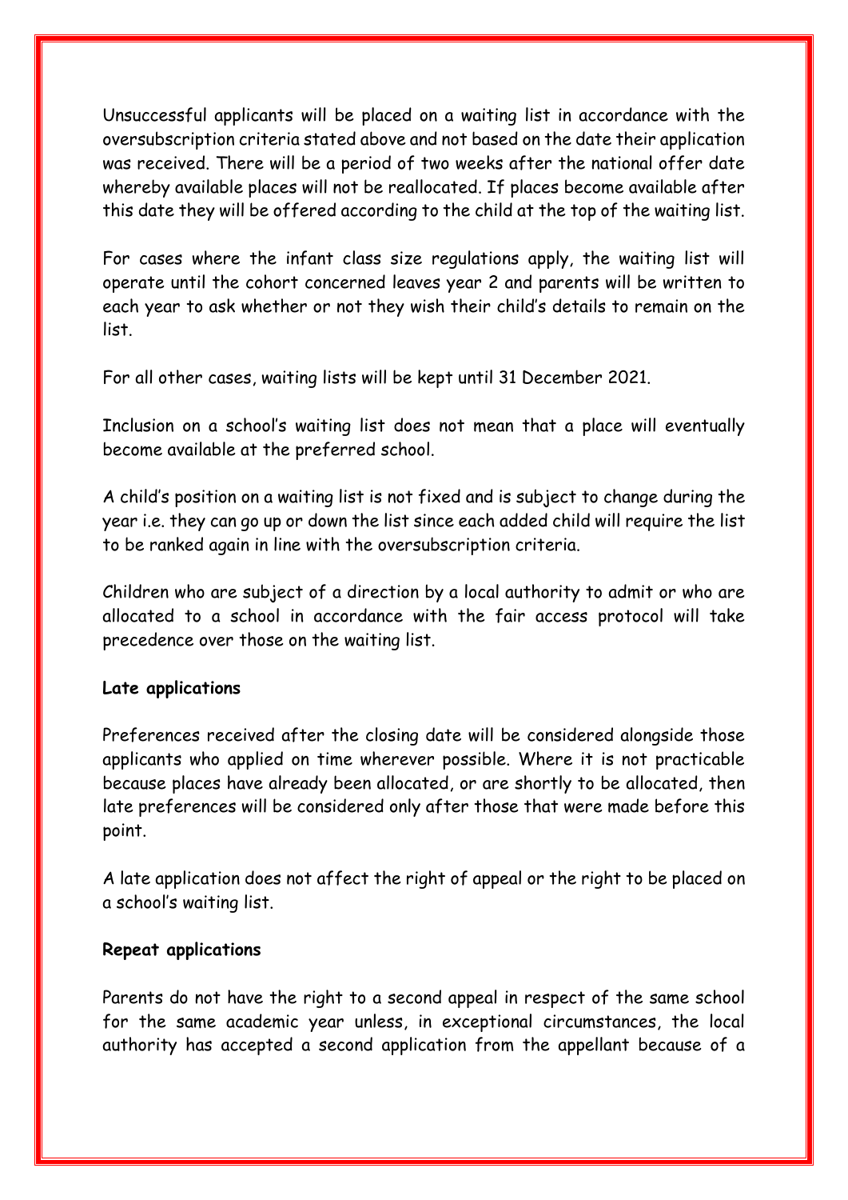Unsuccessful applicants will be placed on a waiting list in accordance with the oversubscription criteria stated above and not based on the date their application was received. There will be a period of two weeks after the national offer date whereby available places will not be reallocated. If places become available after this date they will be offered according to the child at the top of the waiting list.

For cases where the infant class size regulations apply, the waiting list will operate until the cohort concerned leaves year 2 and parents will be written to each year to ask whether or not they wish their child's details to remain on the list.

For all other cases, waiting lists will be kept until 31 December 2021.

Inclusion on a school's waiting list does not mean that a place will eventually become available at the preferred school.

A child's position on a waiting list is not fixed and is subject to change during the year i.e. they can go up or down the list since each added child will require the list to be ranked again in line with the oversubscription criteria.

Children who are subject of a direction by a local authority to admit or who are allocated to a school in accordance with the fair access protocol will take precedence over those on the waiting list.

**Late applications**

Preferences received after the closing date will be considered alongside those applicants who applied on time wherever possible. Where it is not practicable because places have already been allocated, or are shortly to be allocated, then late preferences will be considered only after those that were made before this point.

A late application does not affect the right of appeal or the right to be placed on a school's waiting list.

**Repeat applications**

Parents do not have the right to a second appeal in respect of the same school for the same academic year unless, in exceptional circumstances, the local authority has accepted a second application from the appellant because of a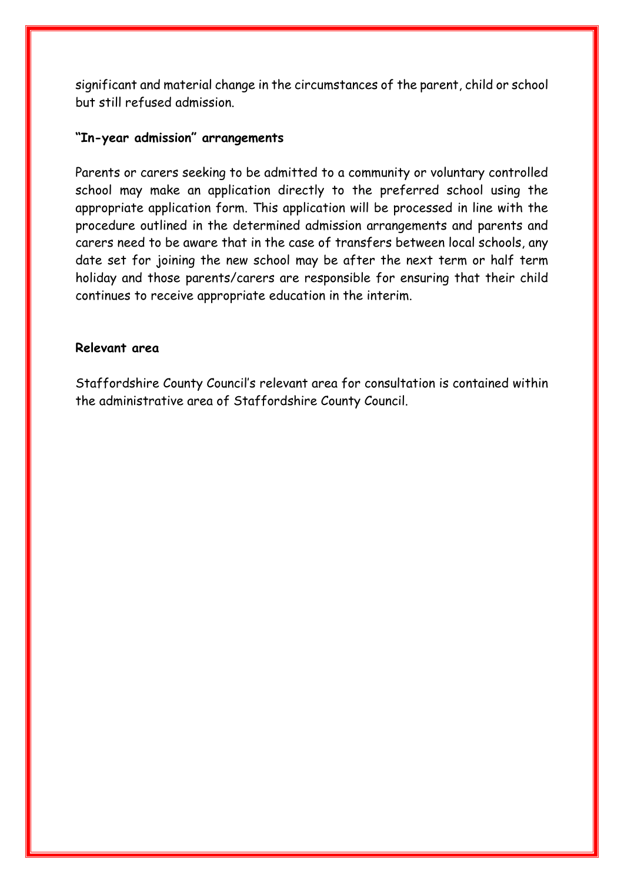significant and material change in the circumstances of the parent, child or school but still refused admission.

**"In-year admission" arrangements**

Parents or carers seeking to be admitted to a community or voluntary controlled school may make an application directly to the preferred school using the appropriate application form. This application will be processed in line with the procedure outlined in the determined admission arrangements and parents and carers need to be aware that in the case of transfers between local schools, any date set for joining the new school may be after the next term or half term holiday and those parents/carers are responsible for ensuring that their child continues to receive appropriate education in the interim.

**Relevant area**

Staffordshire County Council's relevant area for consultation is contained within the administrative area of Staffordshire County Council.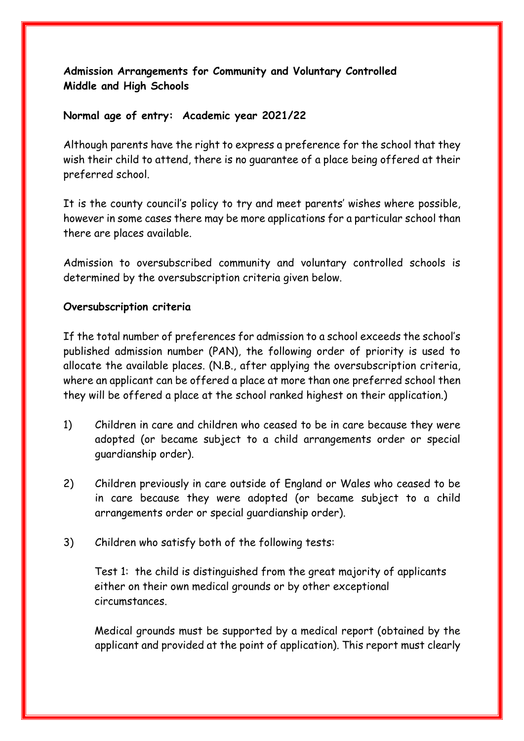**Admission Arrangements for Community and Voluntary Controlled Middle and High Schools**

**Normal age of entry: Academic year 2021/22**

Although parents have the right to express a preference for the school that they wish their child to attend, there is no guarantee of a place being offered at their preferred school.

It is the county council's policy to try and meet parents' wishes where possible, however in some cases there may be more applications for a particular school than there are places available.

Admission to oversubscribed community and voluntary controlled schools is determined by the oversubscription criteria given below.

**Oversubscription criteria**

If the total number of preferences for admission to a school exceeds the school's published admission number (PAN), the following order of priority is used to allocate the available places. (N.B., after applying the oversubscription criteria, where an applicant can be offered a place at more than one preferred school then they will be offered a place at the school ranked highest on their application.)

1) Children in care and children who ceased to be in care because they were adopted (or became subject to a child arrangements order or special guardianship order).

2) Children previously in care outside of England or Wales who ceased to be in care because they were adopted (or became subject to a child arrangements order or special guardianship order).

3) Children who satisfy both of the following tests:

   Test 1: the child is distinguished from the great majority of applicants either on their own medical grounds or by other exceptional circumstances.

   Medical grounds must be supported by a medical report (obtained by the applicant and provided at the point of application). This report must clearly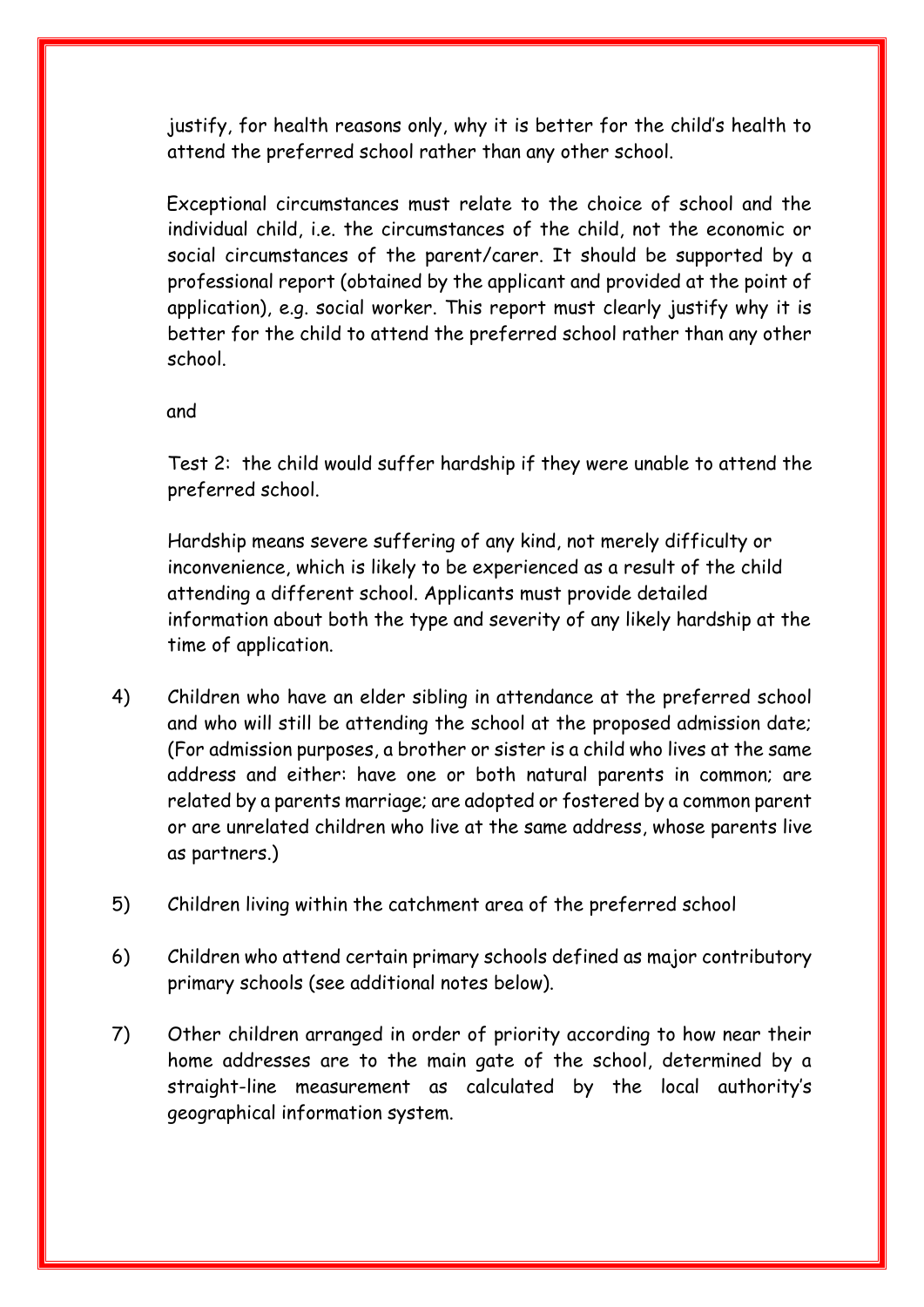justify, for health reasons only, why it is better for the child's health to attend the preferred school rather than any other school.

Exceptional circumstances must relate to the choice of school and the individual child, i.e. the circumstances of the child, not the economic or social circumstances of the parent/carer. It should be supported by a professional report (obtained by the applicant and provided at the point of application), e.g. social worker. This report must clearly justify why it is better for the child to attend the preferred school rather than any other school.

and

Test 2: the child would suffer hardship if they were unable to attend the preferred school.

Hardship means severe suffering of any kind, not merely difficulty or inconvenience, which is likely to be experienced as a result of the child attending a different school. Applicants must provide detailed information about both the type and severity of any likely hardship at the time of application.

4) Children who have an elder sibling in attendance at the preferred school and who will still be attending the school at the proposed admission date; (For admission purposes, a brother or sister is a child who lives at the same address and either: have one or both natural parents in common; are related by a parents marriage; are adopted or fostered by a common parent or are unrelated children who live at the same address, whose parents live as partners.)

5) Children living within the catchment area of the preferred school

6) Children who attend certain primary schools defined as major contributory primary schools (see additional notes below).

7) Other children arranged in order of priority according to how near their home addresses are to the main gate of the school, determined by a straight-line measurement as calculated by the local authority's geographical information system.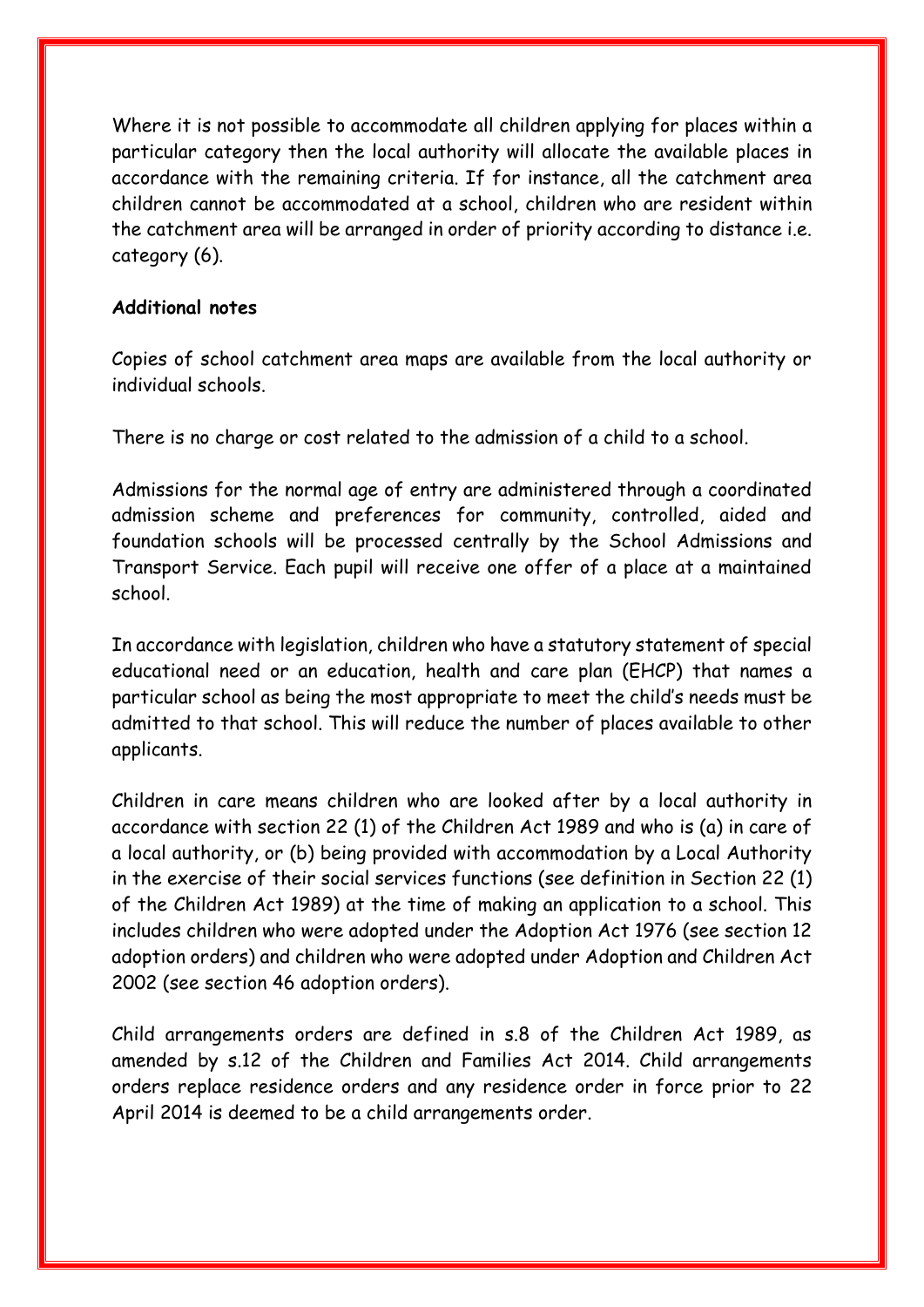Where it is not possible to accommodate all children applying for places within a particular category then the local authority will allocate the available places in accordance with the remaining criteria. If for instance, all the catchment area children cannot be accommodated at a school, children who are resident within the catchment area will be arranged in order of priority according to distance i.e. category (6).

**Additional notes**

Copies of school catchment area maps are available from the local authority or individual schools.

There is no charge or cost related to the admission of a child to a school.

Admissions for the normal age of entry are administered through a coordinated admission scheme and preferences for community, controlled, aided and foundation schools will be processed centrally by the School Admissions and Transport Service. Each pupil will receive one offer of a place at a maintained school.

In accordance with legislation, children who have a statutory statement of special educational need or an education, health and care plan (EHCP) that names a particular school as being the most appropriate to meet the child's needs must be admitted to that school. This will reduce the number of places available to other applicants.

Children in care means children who are looked after by a local authority in accordance with section 22 (1) of the Children Act 1989 and who is (a) in care of a local authority, or (b) being provided with accommodation by a Local Authority in the exercise of their social services functions (see definition in Section 22 (1) of the Children Act 1989) at the time of making an application to a school. This includes children who were adopted under the Adoption Act 1976 (see section 12 adoption orders) and children who were adopted under Adoption and Children Act 2002 (see section 46 adoption orders).

Child arrangements orders are defined in s.8 of the Children Act 1989, as amended by s.12 of the Children and Families Act 2014. Child arrangements orders replace residence orders and any residence order in force prior to 22 April 2014 is deemed to be a child arrangements order.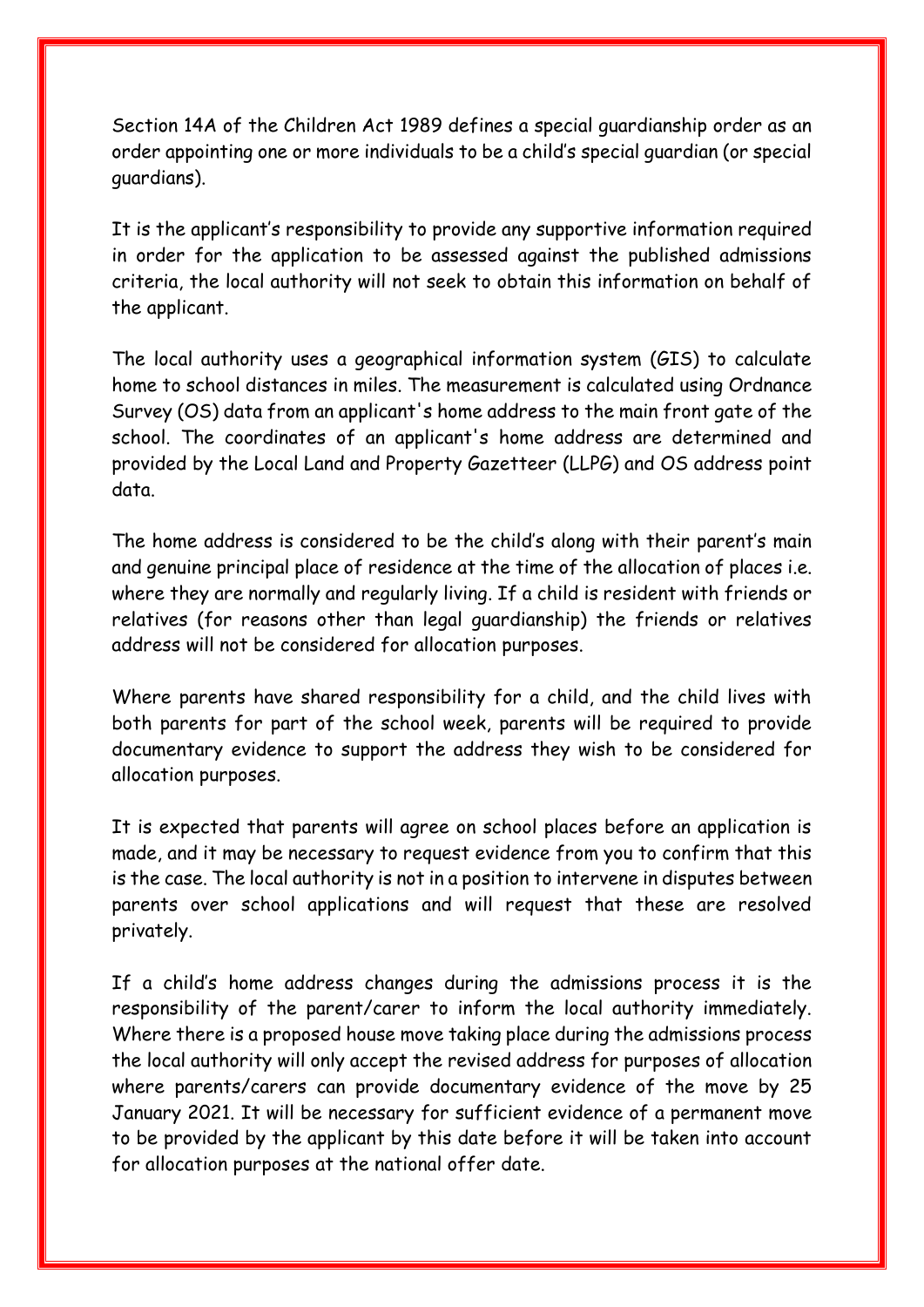Section 14A of the Children Act 1989 defines a special guardianship order as an order appointing one or more individuals to be a child's special guardian (or special guardians).

It is the applicant's responsibility to provide any supportive information required in order for the application to be assessed against the published admissions criteria, the local authority will not seek to obtain this information on behalf of the applicant.

The local authority uses a geographical information system (GIS) to calculate home to school distances in miles. The measurement is calculated using Ordnance Survey (OS) data from an applicant's home address to the main front gate of the school. The coordinates of an applicant's home address are determined and provided by the Local Land and Property Gazetteer (LLPG) and OS address point data.

The home address is considered to be the child's along with their parent's main and genuine principal place of residence at the time of the allocation of places i.e. where they are normally and regularly living. If a child is resident with friends or relatives (for reasons other than legal guardianship) the friends or relatives address will not be considered for allocation purposes.

Where parents have shared responsibility for a child, and the child lives with both parents for part of the school week, parents will be required to provide documentary evidence to support the address they wish to be considered for allocation purposes.

It is expected that parents will agree on school places before an application is made, and it may be necessary to request evidence from you to confirm that this is the case. The local authority is not in a position to intervene in disputes between parents over school applications and will request that these are resolved privately.

If a child's home address changes during the admissions process it is the responsibility of the parent/carer to inform the local authority immediately. Where there is a proposed house move taking place during the admissions process the local authority will only accept the revised address for purposes of allocation where parents/carers can provide documentary evidence of the move by 25 January 2021. It will be necessary for sufficient evidence of a permanent move to be provided by the applicant by this date before it will be taken into account for allocation purposes at the national offer date.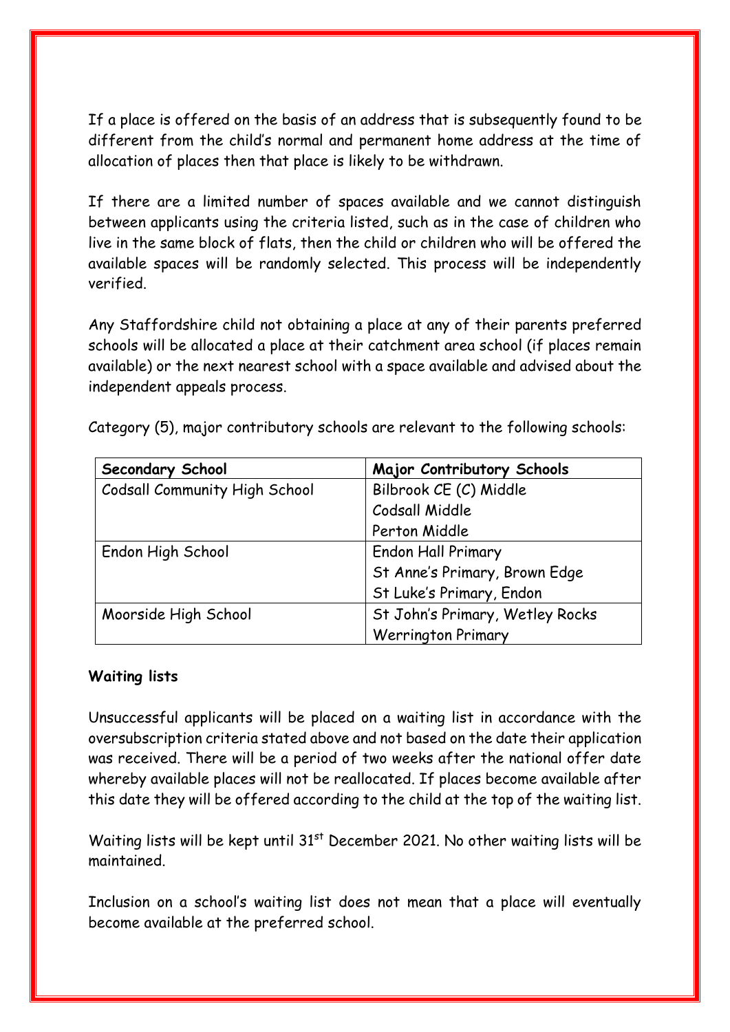If a place is offered on the basis of an address that is subsequently found to be different from the child's normal and permanent home address at the time of allocation of places then that place is likely to be withdrawn.

If there are a limited number of spaces available and we cannot distinguish between applicants using the criteria listed, such as in the case of children who live in the same block of flats, then the child or children who will be offered the available spaces will be randomly selected. This process will be independently verified.

Any Staffordshire child not obtaining a place at any of their parents preferred schools will be allocated a place at their catchment area school (if places remain available) or the next nearest school with a space available and advised about the independent appeals process.

Category (5), major contributory schools are relevant to the following schools:

| **Secondary School** | **Major Contributory Schools** |
|---|---|
| Codsall Community High School | Bilbrook CE (C) Middle<br>Codsall Middle<br>Perton Middle |
| Endon High School | Endon Hall Primary<br>St Anne's Primary, Brown Edge<br>St Luke's Primary, Endon |
| Moorside High School | St John's Primary, Wetley Rocks<br>Werrington Primary |

**Waiting lists**

Unsuccessful applicants will be placed on a waiting list in accordance with the oversubscription criteria stated above and not based on the date their application was received. There will be a period of two weeks after the national offer date whereby available places will not be reallocated. If places become available after this date they will be offered according to the child at the top of the waiting list.

Waiting lists will be kept until 31st December 2021. No other waiting lists will be maintained.

Inclusion on a school's waiting list does not mean that a place will eventually become available at the preferred school.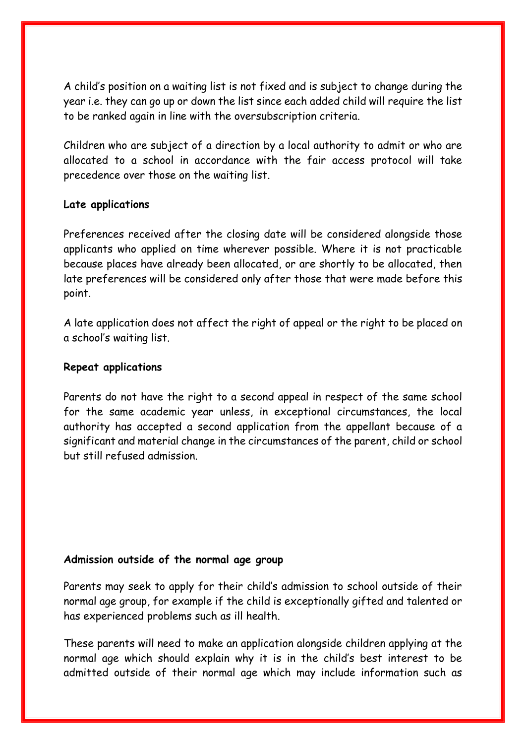A child's position on a waiting list is not fixed and is subject to change during the year i.e. they can go up or down the list since each added child will require the list to be ranked again in line with the oversubscription criteria.

Children who are subject of a direction by a local authority to admit or who are allocated to a school in accordance with the fair access protocol will take precedence over those on the waiting list.

**Late applications**

Preferences received after the closing date will be considered alongside those applicants who applied on time wherever possible. Where it is not practicable because places have already been allocated, or are shortly to be allocated, then late preferences will be considered only after those that were made before this point.

A late application does not affect the right of appeal or the right to be placed on a school's waiting list.

**Repeat applications**

Parents do not have the right to a second appeal in respect of the same school for the same academic year unless, in exceptional circumstances, the local authority has accepted a second application from the appellant because of a significant and material change in the circumstances of the parent, child or school but still refused admission.

**Admission outside of the normal age group**

Parents may seek to apply for their child's admission to school outside of their normal age group, for example if the child is exceptionally gifted and talented or has experienced problems such as ill health.

These parents will need to make an application alongside children applying at the normal age which should explain why it is in the child's best interest to be admitted outside of their normal age which may include information such as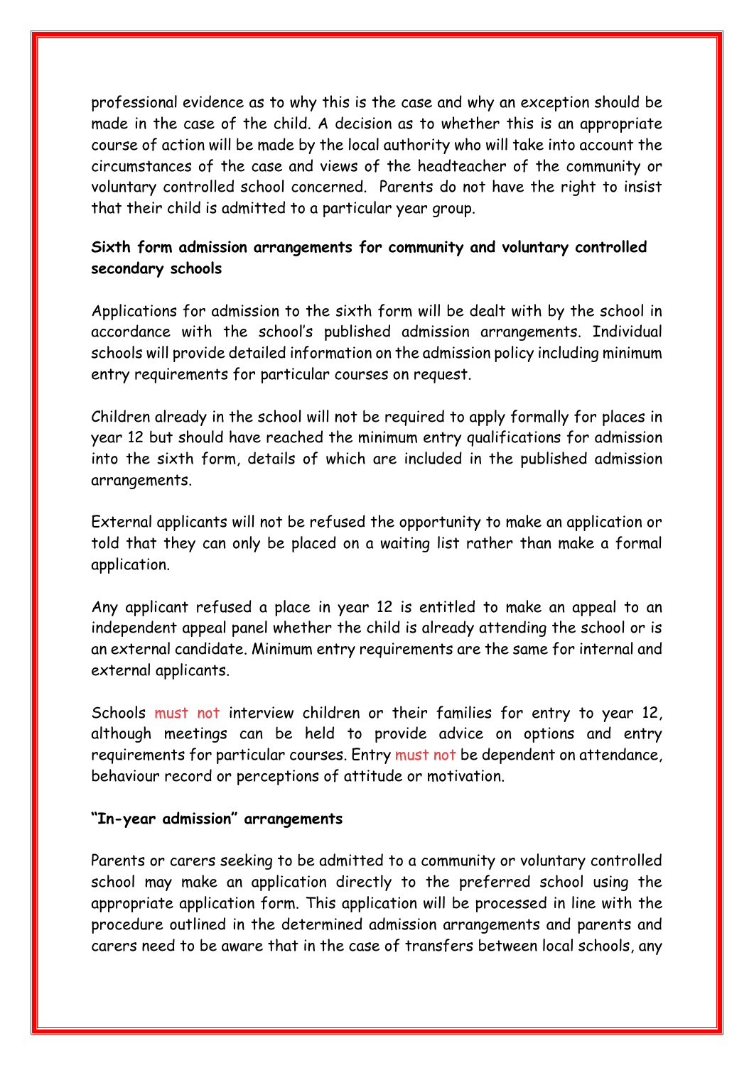professional evidence as to why this is the case and why an exception should be made in the case of the child. A decision as to whether this is an appropriate course of action will be made by the local authority who will take into account the circumstances of the case and views of the headteacher of the community or voluntary controlled school concerned. Parents do not have the right to insist that their child is admitted to a particular year group.

**Sixth form admission arrangements for community and voluntary controlled secondary schools**

Applications for admission to the sixth form will be dealt with by the school in accordance with the school's published admission arrangements. Individual schools will provide detailed information on the admission policy including minimum entry requirements for particular courses on request.

Children already in the school will not be required to apply formally for places in year 12 but should have reached the minimum entry qualifications for admission into the sixth form, details of which are included in the published admission arrangements.

External applicants will not be refused the opportunity to make an application or told that they can only be placed on a waiting list rather than make a formal application.

Any applicant refused a place in year 12 is entitled to make an appeal to an independent appeal panel whether the child is already attending the school or is an external candidate. Minimum entry requirements are the same for internal and external applicants.

Schools must not interview children or their families for entry to year 12, although meetings can be held to provide advice on options and entry requirements for particular courses. Entry must not be dependent on attendance, behaviour record or perceptions of attitude or motivation.

**"In-year admission" arrangements**

Parents or carers seeking to be admitted to a community or voluntary controlled school may make an application directly to the preferred school using the appropriate application form. This application will be processed in line with the procedure outlined in the determined admission arrangements and parents and carers need to be aware that in the case of transfers between local schools, any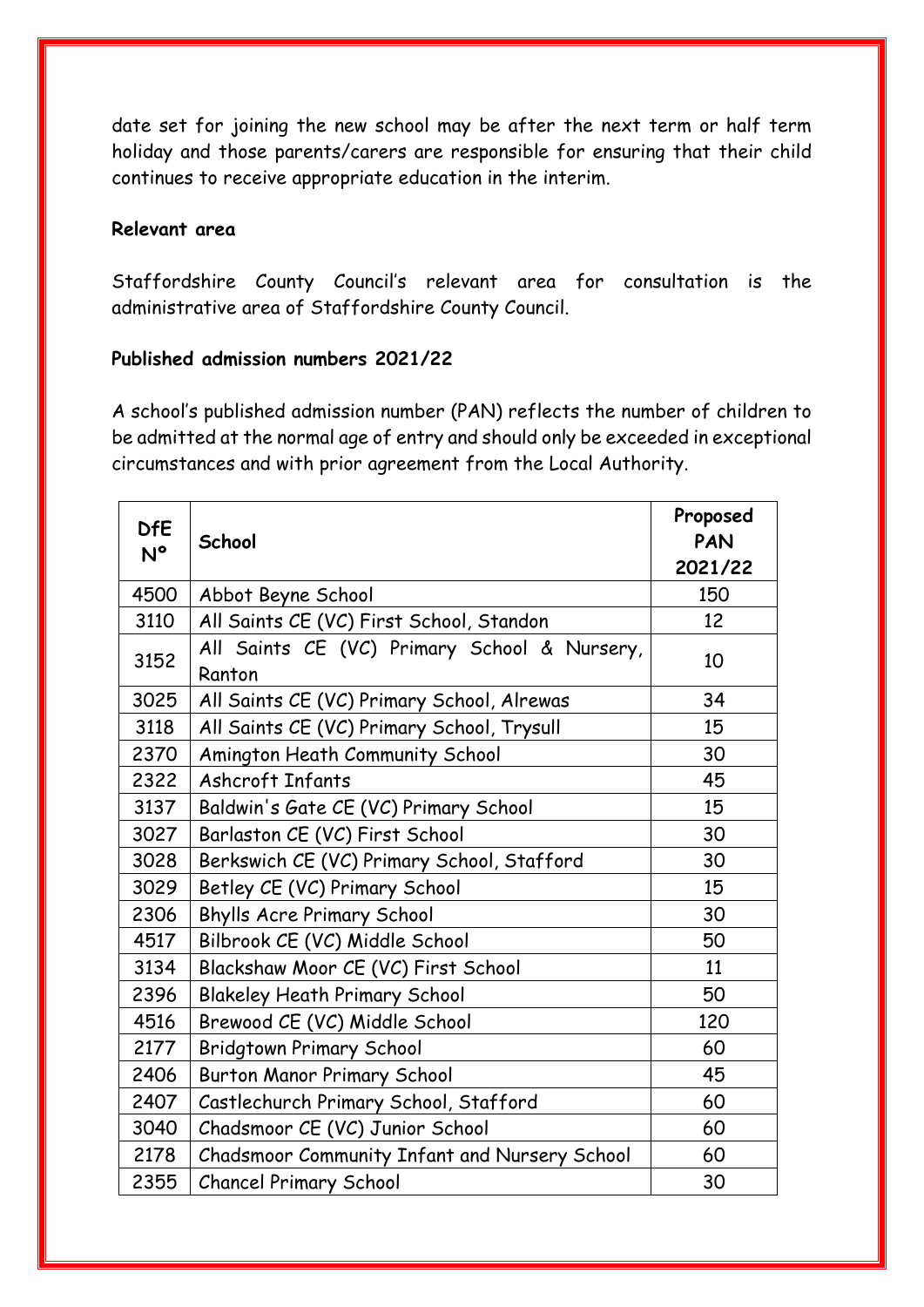date set for joining the new school may be after the next term or half term holiday and those parents/carers are responsible for ensuring that their child continues to receive appropriate education in the interim.

**Relevant area**

Staffordshire County Council's relevant area for consultation is the administrative area of Staffordshire County Council.

**Published admission numbers 2021/22**

A school's published admission number (PAN) reflects the number of children to be admitted at the normal age of entry and should only be exceeded in exceptional circumstances and with prior agreement from the Local Authority.

| DfE N° | School | Proposed PAN 2021/22 |
|---|---|---|
| 4500 | Abbot Beyne School | 150 |
| 3110 | All Saints CE (VC) First School, Standon | 12 |
| 3152 | All Saints CE (VC) Primary School & Nursery, Ranton | 10 |
| 3025 | All Saints CE (VC) Primary School, Alrewas | 34 |
| 3118 | All Saints CE (VC) Primary School, Trysull | 15 |
| 2370 | Amington Heath Community School | 30 |
| 2322 | Ashcroft Infants | 45 |
| 3137 | Baldwin's Gate CE (VC) Primary School | 15 |
| 3027 | Barlaston CE (VC) First School | 30 |
| 3028 | Berkswich CE (VC) Primary School, Stafford | 30 |
| 3029 | Betley CE (VC) Primary School | 15 |
| 2306 | Bhylls Acre Primary School | 30 |
| 4517 | Bilbrook CE (VC) Middle School | 50 |
| 3134 | Blackshaw Moor CE (VC) First School | 11 |
| 2396 | Blakeley Heath Primary School | 50 |
| 4516 | Brewood CE (VC) Middle School | 120 |
| 2177 | Bridgtown Primary School | 60 |
| 2406 | Burton Manor Primary School | 45 |
| 2407 | Castlechurch Primary School, Stafford | 60 |
| 3040 | Chadsmoor CE (VC) Junior School | 60 |
| 2178 | Chadsmoor Community Infant and Nursery School | 60 |
| 2355 | Chancel Primary School | 30 |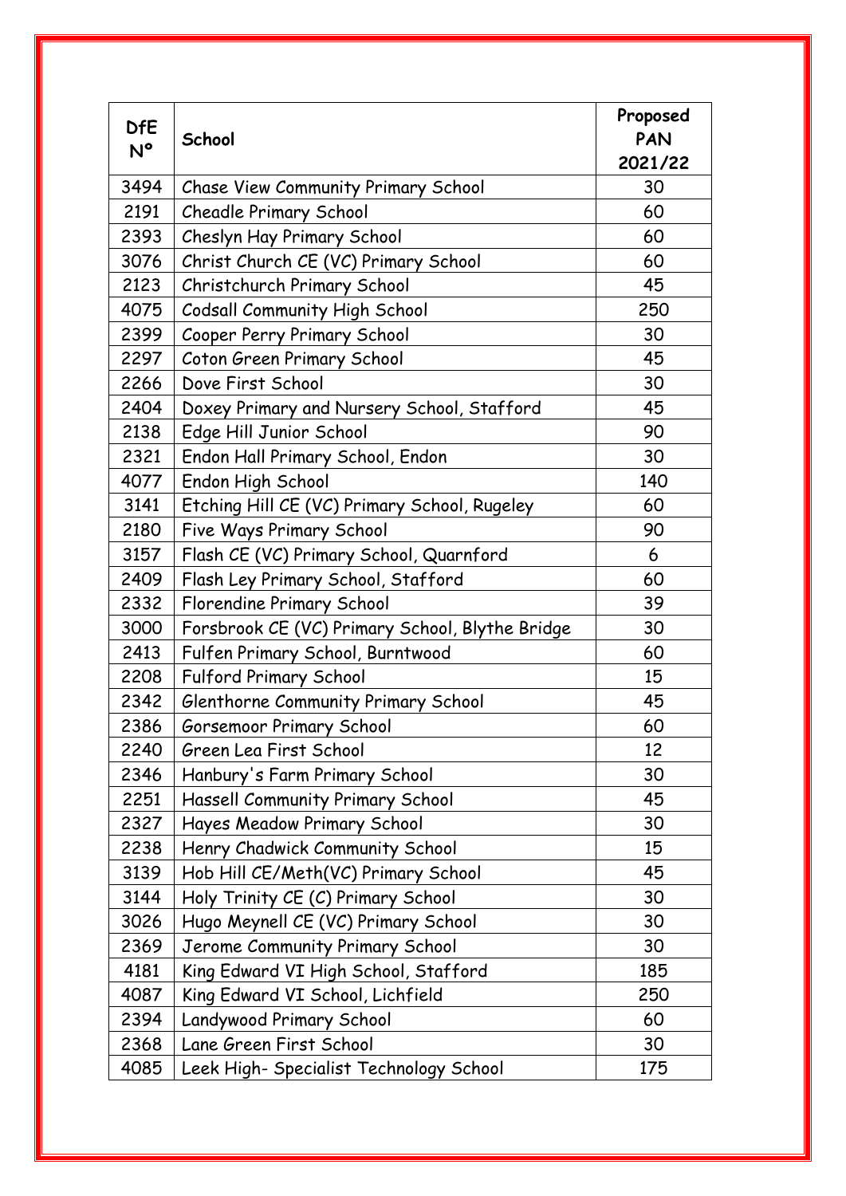| DfE Nº | School | Proposed PAN 2021/22 |
|---|---|---|
| 3494 | Chase View Community Primary School | 30 |
| 2191 | Cheadle Primary School | 60 |
| 2393 | Cheslyn Hay Primary School | 60 |
| 3076 | Christ Church CE (VC) Primary School | 60 |
| 2123 | Christchurch Primary School | 45 |
| 4075 | Codsall Community High School | 250 |
| 2399 | Cooper Perry Primary School | 30 |
| 2297 | Coton Green Primary School | 45 |
| 2266 | Dove First School | 30 |
| 2404 | Doxey Primary and Nursery School, Stafford | 45 |
| 2138 | Edge Hill Junior School | 90 |
| 2321 | Endon Hall Primary School, Endon | 30 |
| 4077 | Endon High School | 140 |
| 3141 | Etching Hill CE (VC) Primary School, Rugeley | 60 |
| 2180 | Five Ways Primary School | 90 |
| 3157 | Flash CE (VC) Primary School, Quarnford | 6 |
| 2409 | Flash Ley Primary School, Stafford | 60 |
| 2332 | Florendine Primary School | 39 |
| 3000 | Forsbrook CE (VC) Primary School, Blythe Bridge | 30 |
| 2413 | Fulfen Primary School, Burntwood | 60 |
| 2208 | Fulford Primary School | 15 |
| 2342 | Glenthorne Community Primary School | 45 |
| 2386 | Gorsemoor Primary School | 60 |
| 2240 | Green Lea First School | 12 |
| 2346 | Hanbury's Farm Primary School | 30 |
| 2251 | Hassell Community Primary School | 45 |
| 2327 | Hayes Meadow Primary School | 30 |
| 2238 | Henry Chadwick Community School | 15 |
| 3139 | Hob Hill CE/Meth(VC) Primary School | 45 |
| 3144 | Holy Trinity CE (C) Primary School | 30 |
| 3026 | Hugo Meynell CE (VC) Primary School | 30 |
| 2369 | Jerome Community Primary School | 30 |
| 4181 | King Edward VI High School, Stafford | 185 |
| 4087 | King Edward VI School, Lichfield | 250 |
| 2394 | Landywood Primary School | 60 |
| 2368 | Lane Green First School | 30 |
| 4085 | Leek High- Specialist Technology School | 175 |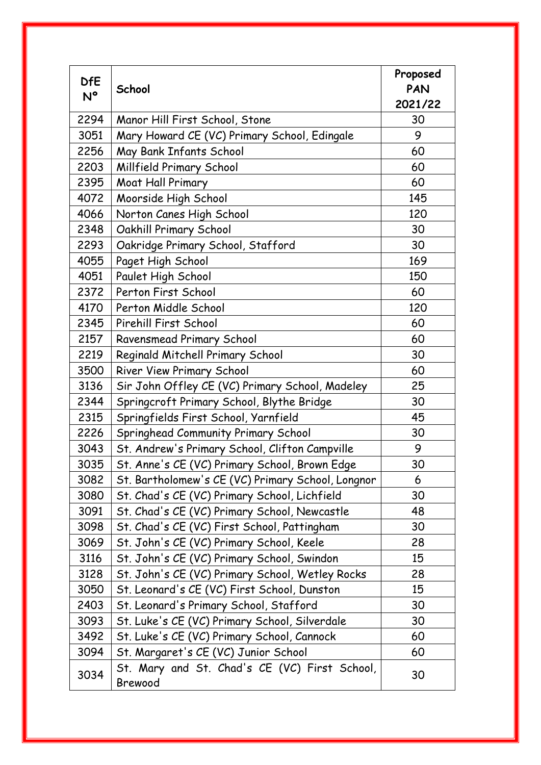| DfE Nº | School | Proposed PAN 2021/22 |
|---|---|---|
| 2294 | Manor Hill First School, Stone | 30 |
| 3051 | Mary Howard CE (VC) Primary School, Edingale | 9 |
| 2256 | May Bank Infants School | 60 |
| 2203 | Millfield Primary School | 60 |
| 2395 | Moat Hall Primary | 60 |
| 4072 | Moorside High School | 145 |
| 4066 | Norton Canes High School | 120 |
| 2348 | Oakhill Primary School | 30 |
| 2293 | Oakridge Primary School, Stafford | 30 |
| 4055 | Paget High School | 169 |
| 4051 | Paulet High School | 150 |
| 2372 | Perton First School | 60 |
| 4170 | Perton Middle School | 120 |
| 2345 | Pirehill First School | 60 |
| 2157 | Ravensmead Primary School | 60 |
| 2219 | Reginald Mitchell Primary School | 30 |
| 3500 | River View Primary School | 60 |
| 3136 | Sir John Offley CE (VC) Primary School, Madeley | 25 |
| 2344 | Springcroft Primary School, Blythe Bridge | 30 |
| 2315 | Springfields First School, Yarnfield | 45 |
| 2226 | Springhead Community Primary School | 30 |
| 3043 | St. Andrew's Primary School, Clifton Campville | 9 |
| 3035 | St. Anne's CE (VC) Primary School, Brown Edge | 30 |
| 3082 | St. Bartholomew's CE (VC) Primary School, Longnor | 6 |
| 3080 | St. Chad's CE (VC) Primary School, Lichfield | 30 |
| 3091 | St. Chad's CE (VC) Primary School, Newcastle | 48 |
| 3098 | St. Chad's CE (VC) First School, Pattingham | 30 |
| 3069 | St. John's CE (VC) Primary School, Keele | 28 |
| 3116 | St. John's CE (VC) Primary School, Swindon | 15 |
| 3128 | St. John's CE (VC) Primary School, Wetley Rocks | 28 |
| 3050 | St. Leonard's CE (VC) First School, Dunston | 15 |
| 2403 | St. Leonard's Primary School, Stafford | 30 |
| 3093 | St. Luke's CE (VC) Primary School, Silverdale | 30 |
| 3492 | St. Luke's CE (VC) Primary School, Cannock | 60 |
| 3094 | St. Margaret's CE (VC) Junior School | 60 |
| 3034 | St. Mary and St. Chad's CE (VC) First School, Brewood | 30 |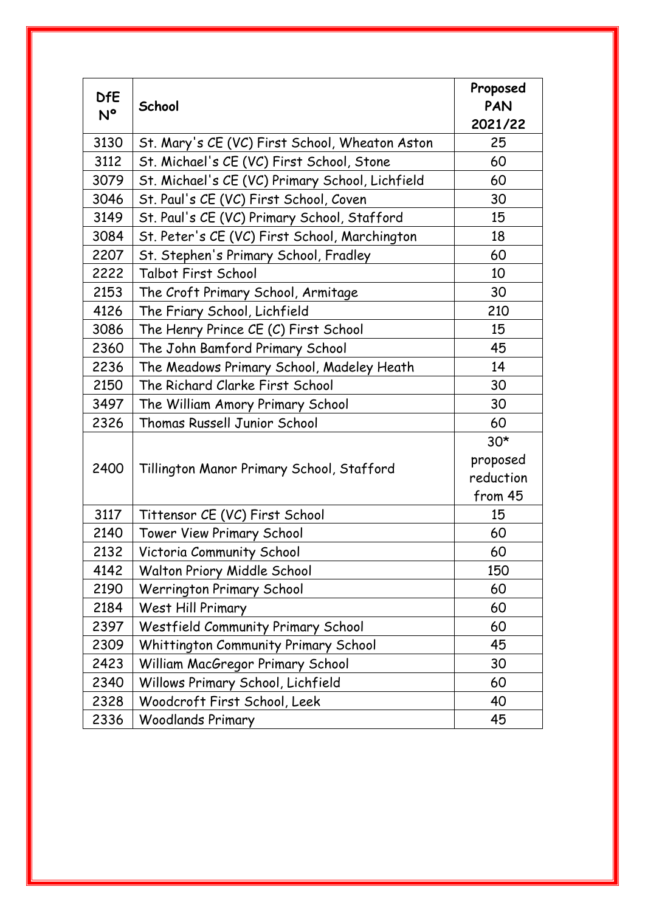| DfE Nº | School | Proposed PAN 2021/22 |
|---|---|---|
| 3130 | St. Mary's CE (VC) First School, Wheaton Aston | 25 |
| 3112 | St. Michael's CE (VC) First School, Stone | 60 |
| 3079 | St. Michael's CE (VC) Primary School, Lichfield | 60 |
| 3046 | St. Paul's CE (VC) First School, Coven | 30 |
| 3149 | St. Paul's CE (VC) Primary School, Stafford | 15 |
| 3084 | St. Peter's CE (VC) First School, Marchington | 18 |
| 2207 | St. Stephen's Primary School, Fradley | 60 |
| 2222 | Talbot First School | 10 |
| 2153 | The Croft Primary School, Armitage | 30 |
| 4126 | The Friary School, Lichfield | 210 |
| 3086 | The Henry Prince CE (C) First School | 15 |
| 2360 | The John Bamford Primary School | 45 |
| 2236 | The Meadows Primary School, Madeley Heath | 14 |
| 2150 | The Richard Clarke First School | 30 |
| 3497 | The William Amory Primary School | 30 |
| 2326 | Thomas Russell Junior School | 60 |
| 2400 | Tillington Manor Primary School, Stafford | 30* proposed reduction from 45 |
| 3117 | Tittensor CE (VC) First School | 15 |
| 2140 | Tower View Primary School | 60 |
| 2132 | Victoria Community School | 60 |
| 4142 | Walton Priory Middle School | 150 |
| 2190 | Werrington Primary School | 60 |
| 2184 | West Hill Primary | 60 |
| 2397 | Westfield Community Primary School | 60 |
| 2309 | Whittington Community Primary School | 45 |
| 2423 | William MacGregor Primary School | 30 |
| 2340 | Willows Primary School, Lichfield | 60 |
| 2328 | Woodcroft First School, Leek | 40 |
| 2336 | Woodlands Primary | 45 |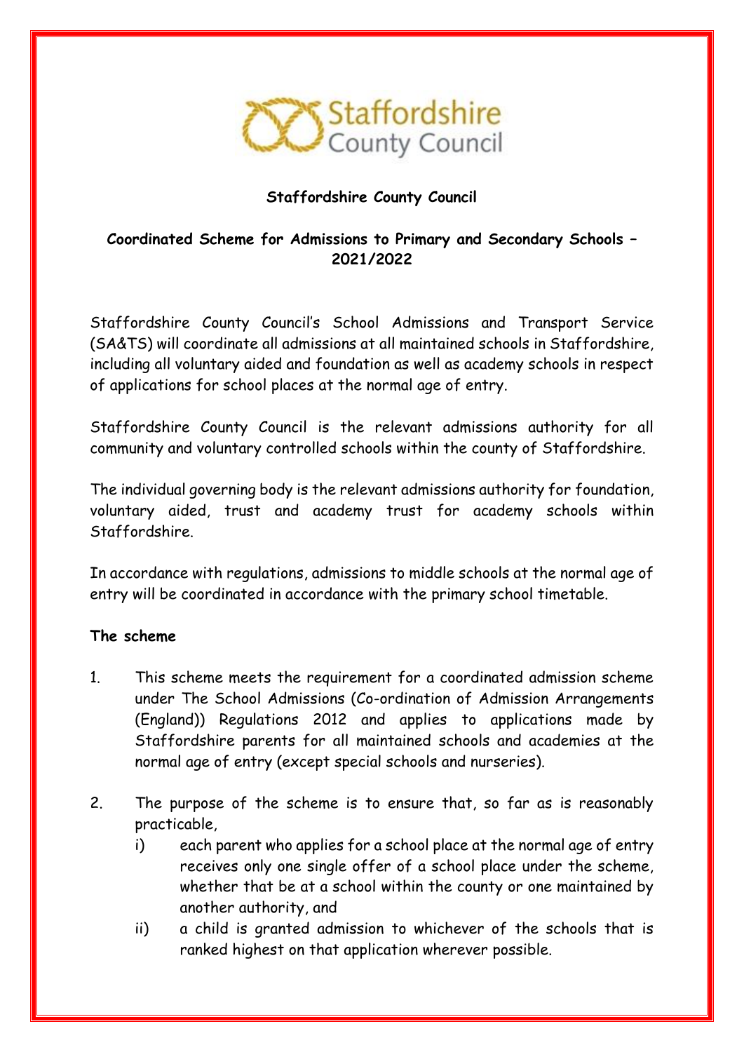**Staffordshire County Council**

**Coordinated Scheme for Admissions to Primary and Secondary Schools – 2021/2022**

Staffordshire County Council's School Admissions and Transport Service (SA&TS) will coordinate all admissions at all maintained schools in Staffordshire, including all voluntary aided and foundation as well as academy schools in respect of applications for school places at the normal age of entry.

Staffordshire County Council is the relevant admissions authority for all community and voluntary controlled schools within the county of Staffordshire.

The individual governing body is the relevant admissions authority for foundation, voluntary aided, trust and academy trust for academy schools within Staffordshire.

In accordance with regulations, admissions to middle schools at the normal age of entry will be coordinated in accordance with the primary school timetable.

**The scheme**

1. This scheme meets the requirement for a coordinated admission scheme under The School Admissions (Co-ordination of Admission Arrangements (England)) Regulations 2012 and applies to applications made by Staffordshire parents for all maintained schools and academies at the normal age of entry (except special schools and nurseries).

2. The purpose of the scheme is to ensure that, so far as is reasonably practicable,
   i) each parent who applies for a school place at the normal age of entry receives only one single offer of a school place under the scheme, whether that be at a school within the county or one maintained by another authority, and
   ii) a child is granted admission to whichever of the schools that is ranked highest on that application wherever possible.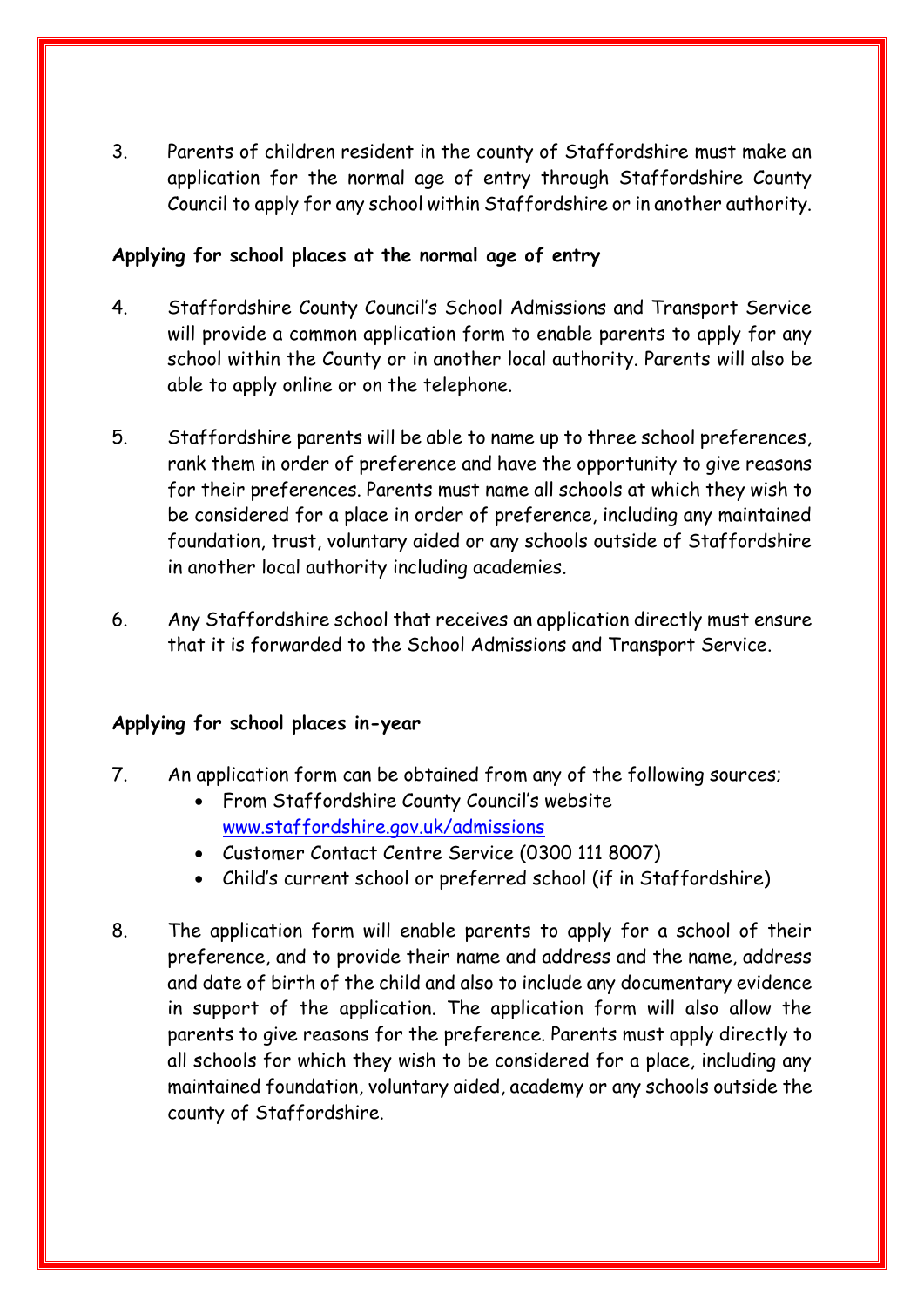3. Parents of children resident in the county of Staffordshire must make an application for the normal age of entry through Staffordshire County Council to apply for any school within Staffordshire or in another authority.

**Applying for school places at the normal age of entry**

4. Staffordshire County Council's School Admissions and Transport Service will provide a common application form to enable parents to apply for any school within the County or in another local authority. Parents will also be able to apply online or on the telephone.

5. Staffordshire parents will be able to name up to three school preferences, rank them in order of preference and have the opportunity to give reasons for their preferences. Parents must name all schools at which they wish to be considered for a place in order of preference, including any maintained foundation, trust, voluntary aided or any schools outside of Staffordshire in another local authority including academies.

6. Any Staffordshire school that receives an application directly must ensure that it is forwarded to the School Admissions and Transport Service.

**Applying for school places in-year**

7. An application form can be obtained from any of the following sources;
   - From Staffordshire County Council's website [www.staffordshire.gov.uk/admissions](http://www.staffordshire.gov.uk/admissions)
   - Customer Contact Centre Service (0300 111 8007)
   - Child's current school or preferred school (if in Staffordshire)

8. The application form will enable parents to apply for a school of their preference, and to provide their name and address and the name, address and date of birth of the child and also to include any documentary evidence in support of the application. The application form will also allow the parents to give reasons for the preference. Parents must apply directly to all schools for which they wish to be considered for a place, including any maintained foundation, voluntary aided, academy or any schools outside the county of Staffordshire.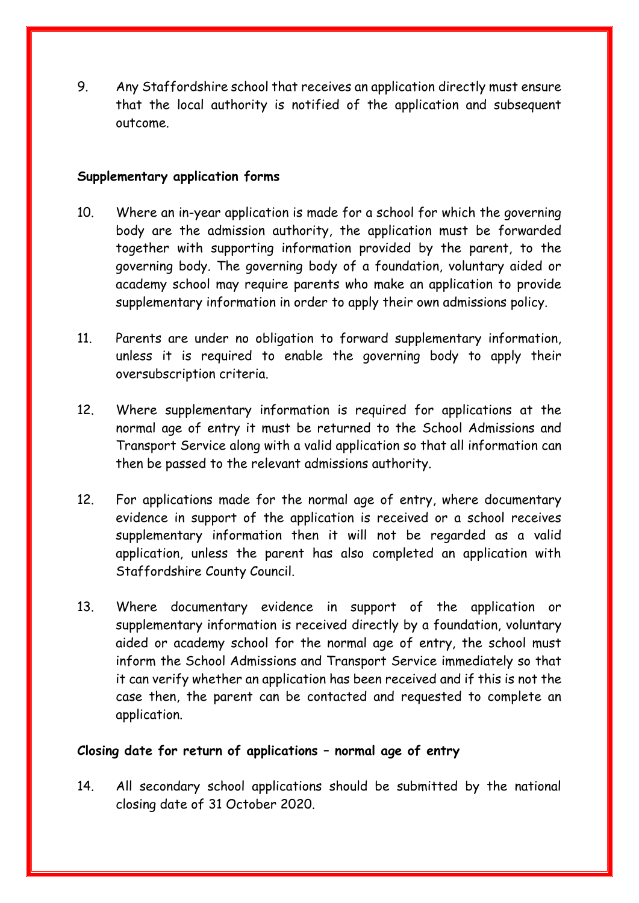9. Any Staffordshire school that receives an application directly must ensure that the local authority is notified of the application and subsequent outcome.

**Supplementary application forms**

10. Where an in-year application is made for a school for which the governing body are the admission authority, the application must be forwarded together with supporting information provided by the parent, to the governing body. The governing body of a foundation, voluntary aided or academy school may require parents who make an application to provide supplementary information in order to apply their own admissions policy.

11. Parents are under no obligation to forward supplementary information, unless it is required to enable the governing body to apply their oversubscription criteria.

12. Where supplementary information is required for applications at the normal age of entry it must be returned to the School Admissions and Transport Service along with a valid application so that all information can then be passed to the relevant admissions authority.

12. For applications made for the normal age of entry, where documentary evidence in support of the application is received or a school receives supplementary information then it will not be regarded as a valid application, unless the parent has also completed an application with Staffordshire County Council.

13. Where documentary evidence in support of the application or supplementary information is received directly by a foundation, voluntary aided or academy school for the normal age of entry, the school must inform the School Admissions and Transport Service immediately so that it can verify whether an application has been received and if this is not the case then, the parent can be contacted and requested to complete an application.

**Closing date for return of applications – normal age of entry**

14. All secondary school applications should be submitted by the national closing date of 31 October 2020.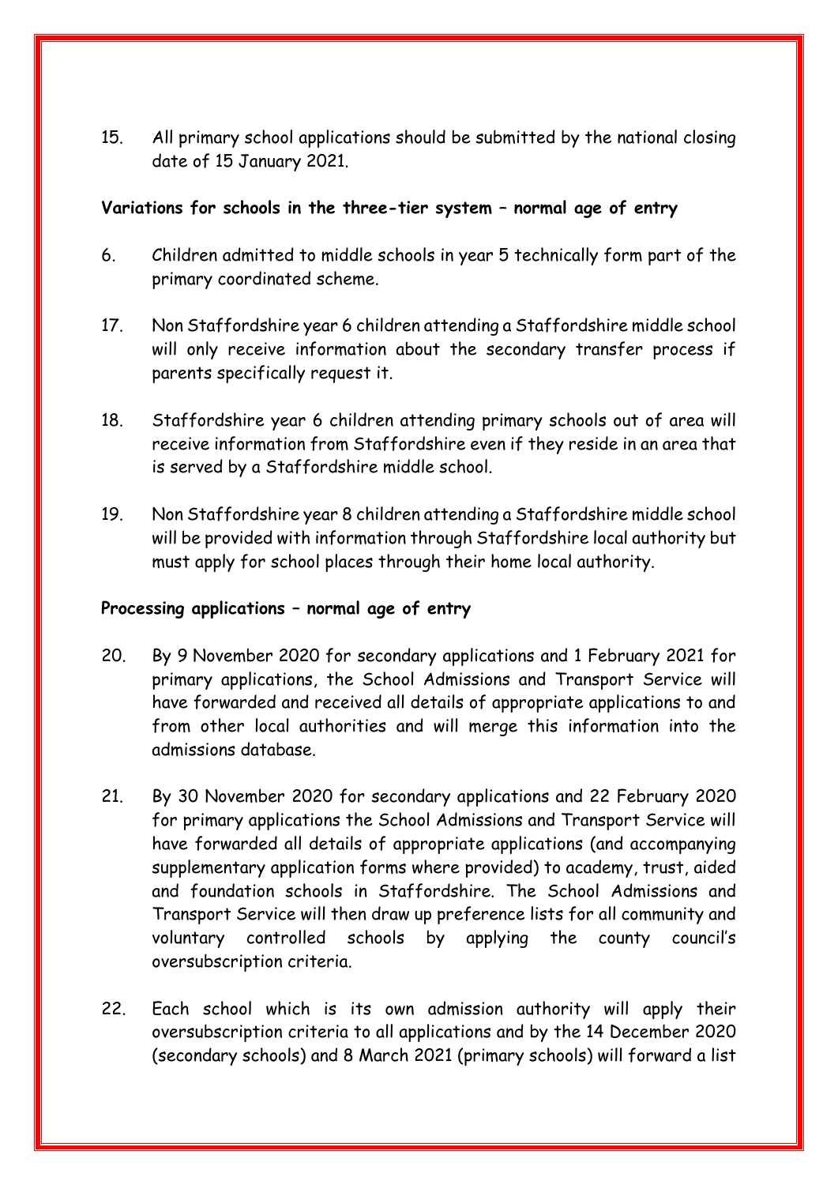15. All primary school applications should be submitted by the national closing date of 15 January 2021.

**Variations for schools in the three-tier system – normal age of entry**

6. Children admitted to middle schools in year 5 technically form part of the primary coordinated scheme.

17. Non Staffordshire year 6 children attending a Staffordshire middle school will only receive information about the secondary transfer process if parents specifically request it.

18. Staffordshire year 6 children attending primary schools out of area will receive information from Staffordshire even if they reside in an area that is served by a Staffordshire middle school.

19. Non Staffordshire year 8 children attending a Staffordshire middle school will be provided with information through Staffordshire local authority but must apply for school places through their home local authority.

**Processing applications – normal age of entry**

20. By 9 November 2020 for secondary applications and 1 February 2021 for primary applications, the School Admissions and Transport Service will have forwarded and received all details of appropriate applications to and from other local authorities and will merge this information into the admissions database.

21. By 30 November 2020 for secondary applications and 22 February 2020 for primary applications the School Admissions and Transport Service will have forwarded all details of appropriate applications (and accompanying supplementary application forms where provided) to academy, trust, aided and foundation schools in Staffordshire. The School Admissions and Transport Service will then draw up preference lists for all community and voluntary controlled schools by applying the county council's oversubscription criteria.

22. Each school which is its own admission authority will apply their oversubscription criteria to all applications and by the 14 December 2020 (secondary schools) and 8 March 2021 (primary schools) will forward a list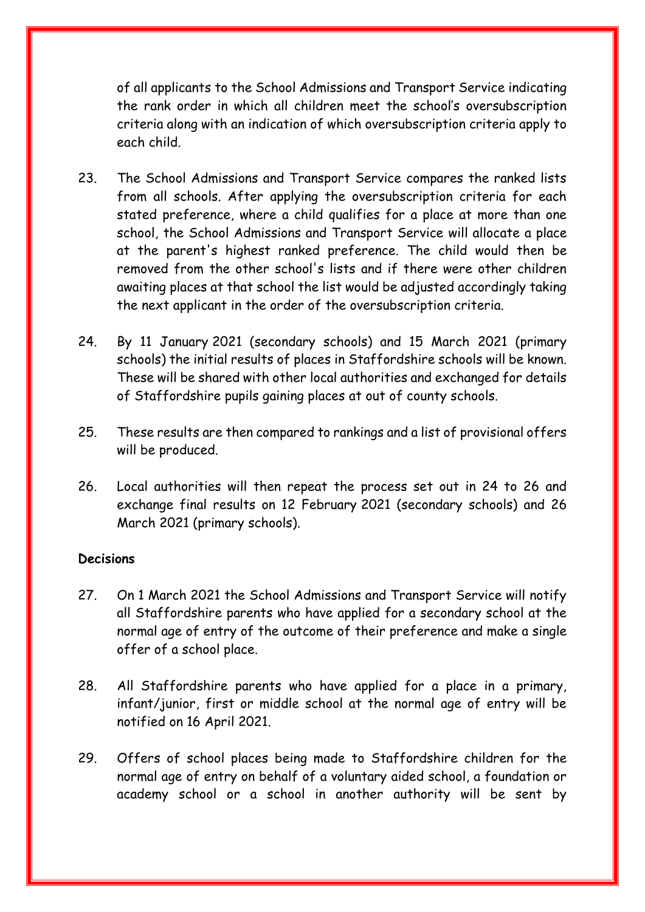of all applicants to the School Admissions and Transport Service indicating the rank order in which all children meet the school's oversubscription criteria along with an indication of which oversubscription criteria apply to each child.

23. The School Admissions and Transport Service compares the ranked lists from all schools. After applying the oversubscription criteria for each stated preference, where a child qualifies for a place at more than one school, the School Admissions and Transport Service will allocate a place at the parent's highest ranked preference. The child would then be removed from the other school's lists and if there were other children awaiting places at that school the list would be adjusted accordingly taking the next applicant in the order of the oversubscription criteria.

24. By 11 January 2021 (secondary schools) and 15 March 2021 (primary schools) the initial results of places in Staffordshire schools will be known. These will be shared with other local authorities and exchanged for details of Staffordshire pupils gaining places at out of county schools.

25. These results are then compared to rankings and a list of provisional offers will be produced.

26. Local authorities will then repeat the process set out in 24 to 26 and exchange final results on 12 February 2021 (secondary schools) and 26 March 2021 (primary schools).

**Decisions**

27. On 1 March 2021 the School Admissions and Transport Service will notify all Staffordshire parents who have applied for a secondary school at the normal age of entry of the outcome of their preference and make a single offer of a school place.

28. All Staffordshire parents who have applied for a place in a primary, infant/junior, first or middle school at the normal age of entry will be notified on 16 April 2021.

29. Offers of school places being made to Staffordshire children for the normal age of entry on behalf of a voluntary aided school, a foundation or academy school or a school in another authority will be sent by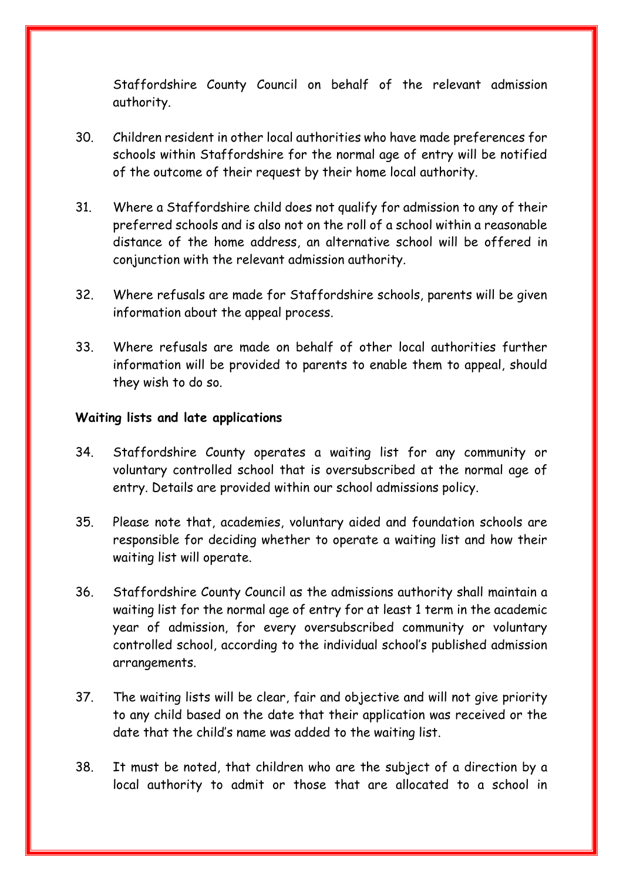Staffordshire County Council on behalf of the relevant admission authority.

30. Children resident in other local authorities who have made preferences for schools within Staffordshire for the normal age of entry will be notified of the outcome of their request by their home local authority.

31. Where a Staffordshire child does not qualify for admission to any of their preferred schools and is also not on the roll of a school within a reasonable distance of the home address, an alternative school will be offered in conjunction with the relevant admission authority.

32. Where refusals are made for Staffordshire schools, parents will be given information about the appeal process.

33. Where refusals are made on behalf of other local authorities further information will be provided to parents to enable them to appeal, should they wish to do so.

**Waiting lists and late applications**

34. Staffordshire County operates a waiting list for any community or voluntary controlled school that is oversubscribed at the normal age of entry. Details are provided within our school admissions policy.

35. Please note that, academies, voluntary aided and foundation schools are responsible for deciding whether to operate a waiting list and how their waiting list will operate.

36. Staffordshire County Council as the admissions authority shall maintain a waiting list for the normal age of entry for at least 1 term in the academic year of admission, for every oversubscribed community or voluntary controlled school, according to the individual school's published admission arrangements.

37. The waiting lists will be clear, fair and objective and will not give priority to any child based on the date that their application was received or the date that the child's name was added to the waiting list.

38. It must be noted, that children who are the subject of a direction by a local authority to admit or those that are allocated to a school in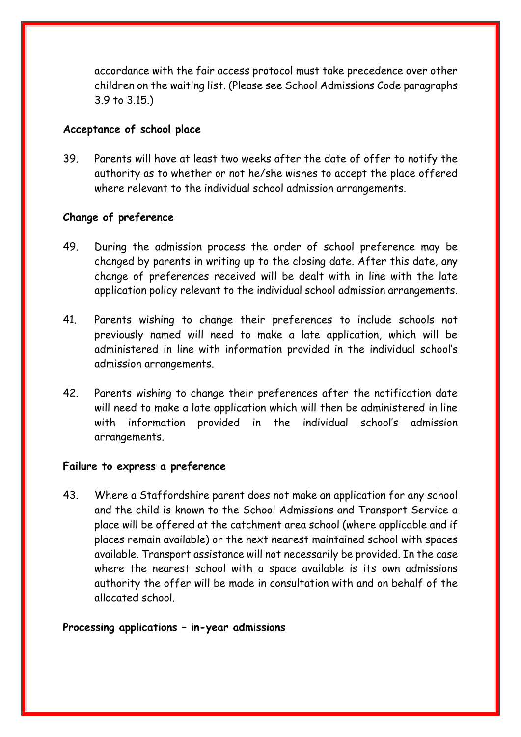accordance with the fair access protocol must take precedence over other children on the waiting list. (Please see School Admissions Code paragraphs 3.9 to 3.15.)

**Acceptance of school place**

39. Parents will have at least two weeks after the date of offer to notify the authority as to whether or not he/she wishes to accept the place offered where relevant to the individual school admission arrangements.

**Change of preference**

49. During the admission process the order of school preference may be changed by parents in writing up to the closing date. After this date, any change of preferences received will be dealt with in line with the late application policy relevant to the individual school admission arrangements.

41. Parents wishing to change their preferences to include schools not previously named will need to make a late application, which will be administered in line with information provided in the individual school's admission arrangements.

42. Parents wishing to change their preferences after the notification date will need to make a late application which will then be administered in line with information provided in the individual school's admission arrangements.

**Failure to express a preference**

43. Where a Staffordshire parent does not make an application for any school and the child is known to the School Admissions and Transport Service a place will be offered at the catchment area school (where applicable and if places remain available) or the next nearest maintained school with spaces available. Transport assistance will not necessarily be provided. In the case where the nearest school with a space available is its own admissions authority the offer will be made in consultation with and on behalf of the allocated school.

**Processing applications – in-year admissions**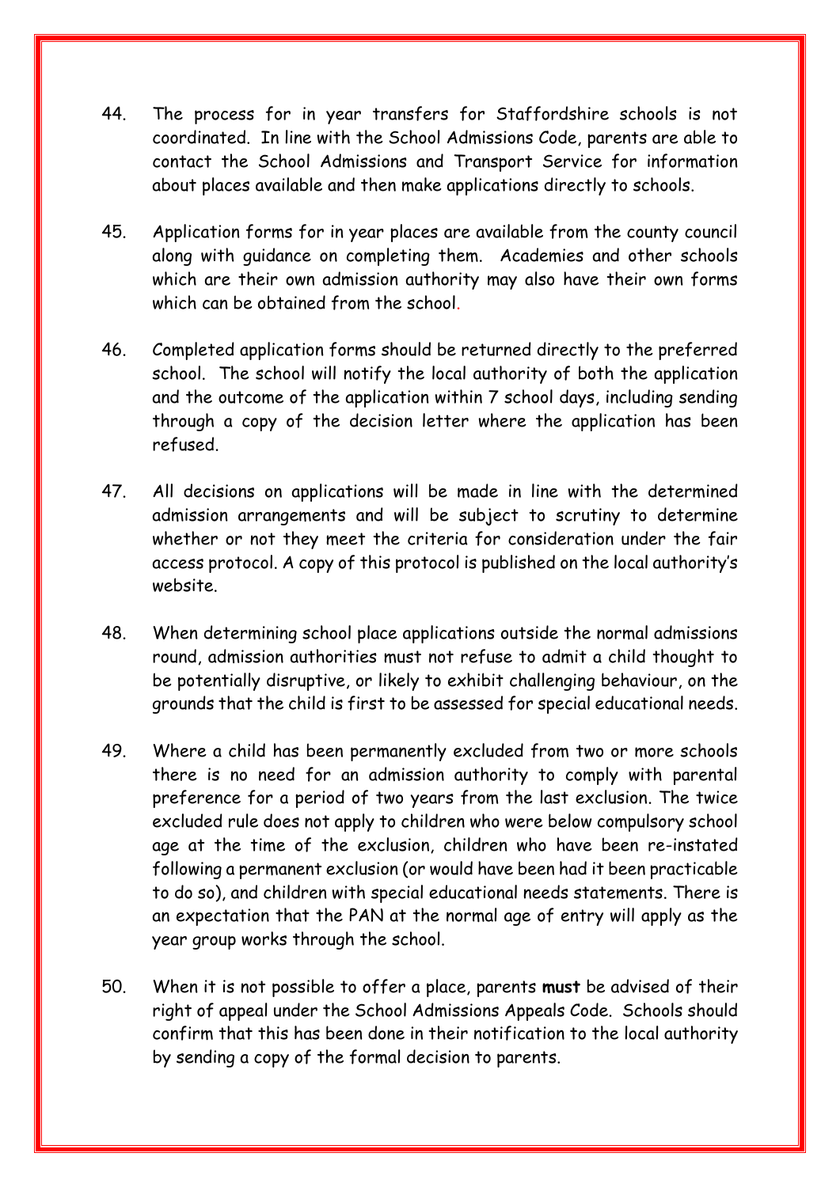44. The process for in year transfers for Staffordshire schools is not coordinated. In line with the School Admissions Code, parents are able to contact the School Admissions and Transport Service for information about places available and then make applications directly to schools.

45. Application forms for in year places are available from the county council along with guidance on completing them. Academies and other schools which are their own admission authority may also have their own forms which can be obtained from the school.

46. Completed application forms should be returned directly to the preferred school. The school will notify the local authority of both the application and the outcome of the application within 7 school days, including sending through a copy of the decision letter where the application has been refused.

47. All decisions on applications will be made in line with the determined admission arrangements and will be subject to scrutiny to determine whether or not they meet the criteria for consideration under the fair access protocol. A copy of this protocol is published on the local authority's website.

48. When determining school place applications outside the normal admissions round, admission authorities must not refuse to admit a child thought to be potentially disruptive, or likely to exhibit challenging behaviour, on the grounds that the child is first to be assessed for special educational needs.

49. Where a child has been permanently excluded from two or more schools there is no need for an admission authority to comply with parental preference for a period of two years from the last exclusion. The twice excluded rule does not apply to children who were below compulsory school age at the time of the exclusion, children who have been re-instated following a permanent exclusion (or would have been had it been practicable to do so), and children with special educational needs statements. There is an expectation that the PAN at the normal age of entry will apply as the year group works through the school.

50. When it is not possible to offer a place, parents **must** be advised of their right of appeal under the School Admissions Appeals Code. Schools should confirm that this has been done in their notification to the local authority by sending a copy of the formal decision to parents.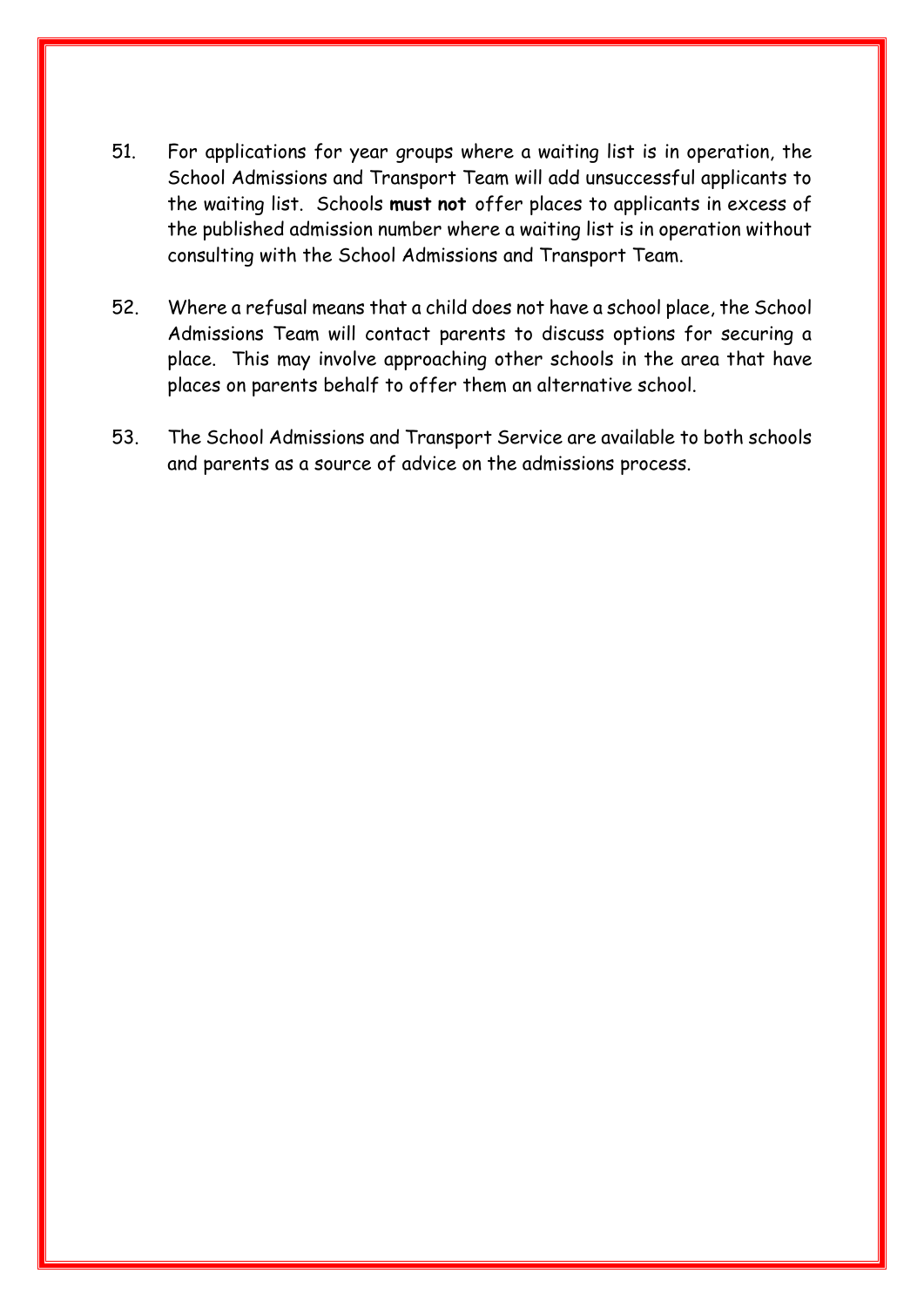51. For applications for year groups where a waiting list is in operation, the School Admissions and Transport Team will add unsuccessful applicants to the waiting list. Schools **must not** offer places to applicants in excess of the published admission number where a waiting list is in operation without consulting with the School Admissions and Transport Team.

52. Where a refusal means that a child does not have a school place, the School Admissions Team will contact parents to discuss options for securing a place. This may involve approaching other schools in the area that have places on parents behalf to offer them an alternative school.

53. The School Admissions and Transport Service are available to both schools and parents as a source of advice on the admissions process.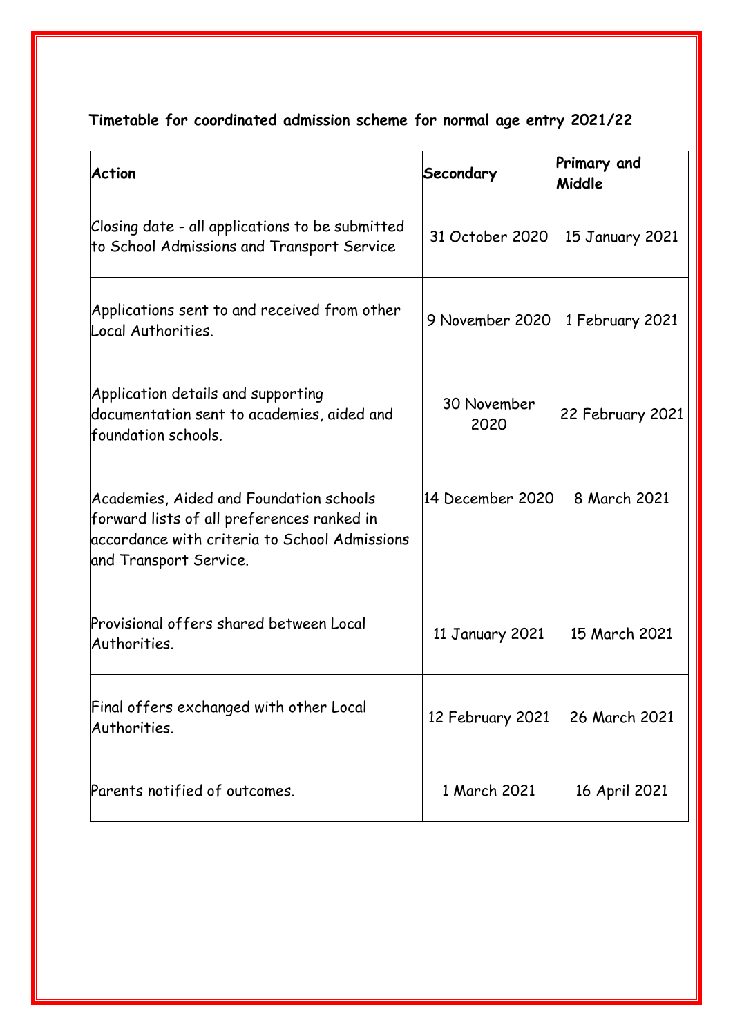**Timetable for coordinated admission scheme for normal age entry 2021/22**

| Action | Secondary | Primary and Middle |
|---|---|---|
| Closing date - all applications to be submitted to School Admissions and Transport Service | 31 October 2020 | 15 January 2021 |
| Applications sent to and received from other Local Authorities. | 9 November 2020 | 1 February 2021 |
| Application details and supporting documentation sent to academies, aided and foundation schools. | 30 November 2020 | 22 February 2021 |
| Academies, Aided and Foundation schools forward lists of all preferences ranked in accordance with criteria to School Admissions and Transport Service. | 14 December 2020 | 8 March 2021 |
| Provisional offers shared between Local Authorities. | 11 January 2021 | 15 March 2021 |
| Final offers exchanged with other Local Authorities. | 12 February 2021 | 26 March 2021 |
| Parents notified of outcomes. | 1 March 2021 | 16 April 2021 |